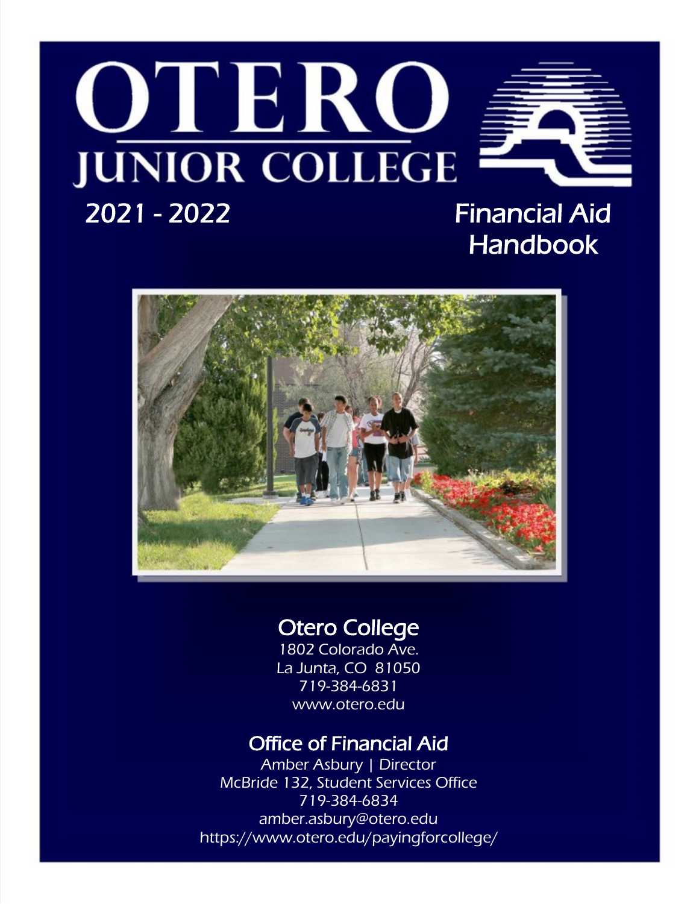# OTERO JUNIOR COLLEGE

## 2021 - 2022 Financial Aid Handbook

### Otero College

1802 Colorado Ave.
La Junta, CO 81050
719-384-6831
www.otero.edu

### Office of Financial Aid

Amber Asbury | Director
McBride 132, Student Services Office
719-384-6834
amber.asbury@otero.edu
https://www.otero.edu/payingforcollege/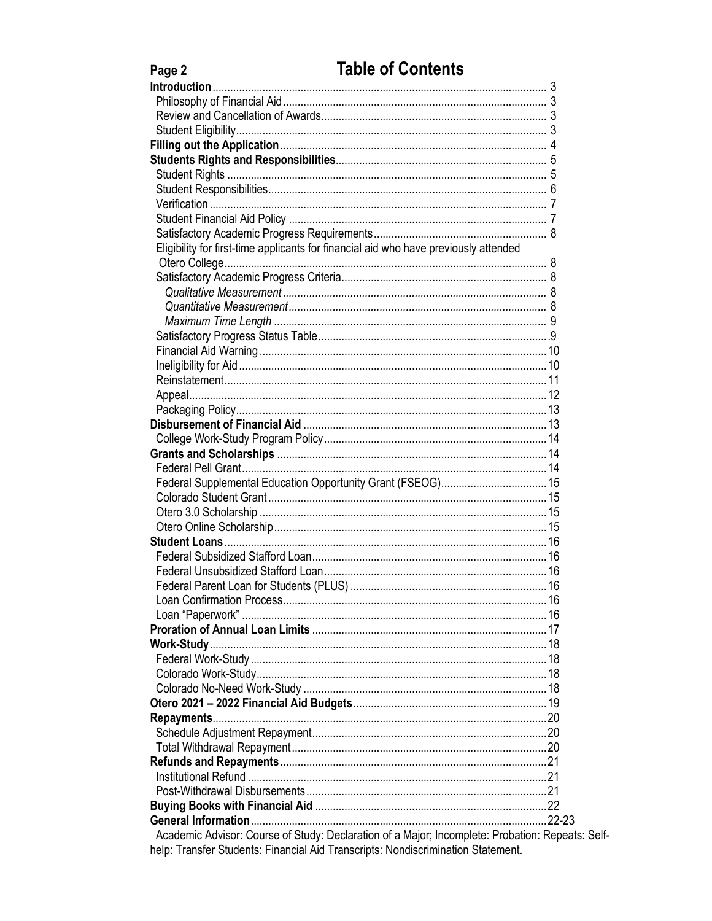# Table of Contents

- **Introduction** ... 3
  - Philosophy of Financial Aid ... 3
  - Review and Cancellation of Awards ... 3
  - Student Eligibility ... 3
- **Filling out the Application** ... 4
- **Students Rights and Responsibilities** ... 5
  - Student Rights ... 5
  - Student Responsibilities ... 6
  - Verification ... 7
  - Student Financial Aid Policy ... 7
  - Satisfactory Academic Progress Requirements ... 8
  - Eligibility for first-time applicants for financial aid who have previously attended Otero College ... 8
  - Satisfactory Academic Progress Criteria ... 8
    - *Qualitative Measurement* ... 8
    - *Quantitative Measurement* ... 8
    - *Maximum Time Length* ... 9
  - Satisfactory Progress Status Table ... 9
  - Financial Aid Warning ... 10
  - Ineligibility for Aid ... 10
  - Reinstatement ... 11
  - Appeal ... 12
  - Packaging Policy ... 13
- **Disbursement of Financial Aid** ... 13
  - College Work-Study Program Policy ... 14
- **Grants and Scholarships** ... 14
  - Federal Pell Grant ... 14
  - Federal Supplemental Education Opportunity Grant (FSEOG) ... 15
  - Colorado Student Grant ... 15
  - Otero 3.0 Scholarship ... 15
  - Otero Online Scholarship ... 15
- **Student Loans** ... 16
  - Federal Subsidized Stafford Loan ... 16
  - Federal Unsubsidized Stafford Loan ... 16
  - Federal Parent Loan for Students (PLUS) ... 16
  - Loan Confirmation Process ... 16
  - Loan "Paperwork" ... 16
- **Proration of Annual Loan Limits** ... 17
- **Work-Study** ... 18
  - Federal Work-Study ... 18
  - Colorado Work-Study ... 18
  - Colorado No-Need Work-Study ... 18
- **Otero 2021 – 2022 Financial Aid Budgets** ... 19
- **Repayments** ... 20
  - Schedule Adjustment Repayment ... 20
  - Total Withdrawal Repayment ... 20
- **Refunds and Repayments** ... 21
  - Institutional Refund ... 21
  - Post-Withdrawal Disbursements ... 21
- **Buying Books with Financial Aid** ... 22
- **General Information** ... 22-23
  - Academic Advisor: Course of Study: Declaration of a Major; Incomplete: Probation: Repeats: Self-help: Transfer Students: Financial Aid Transcripts: Nondiscrimination Statement.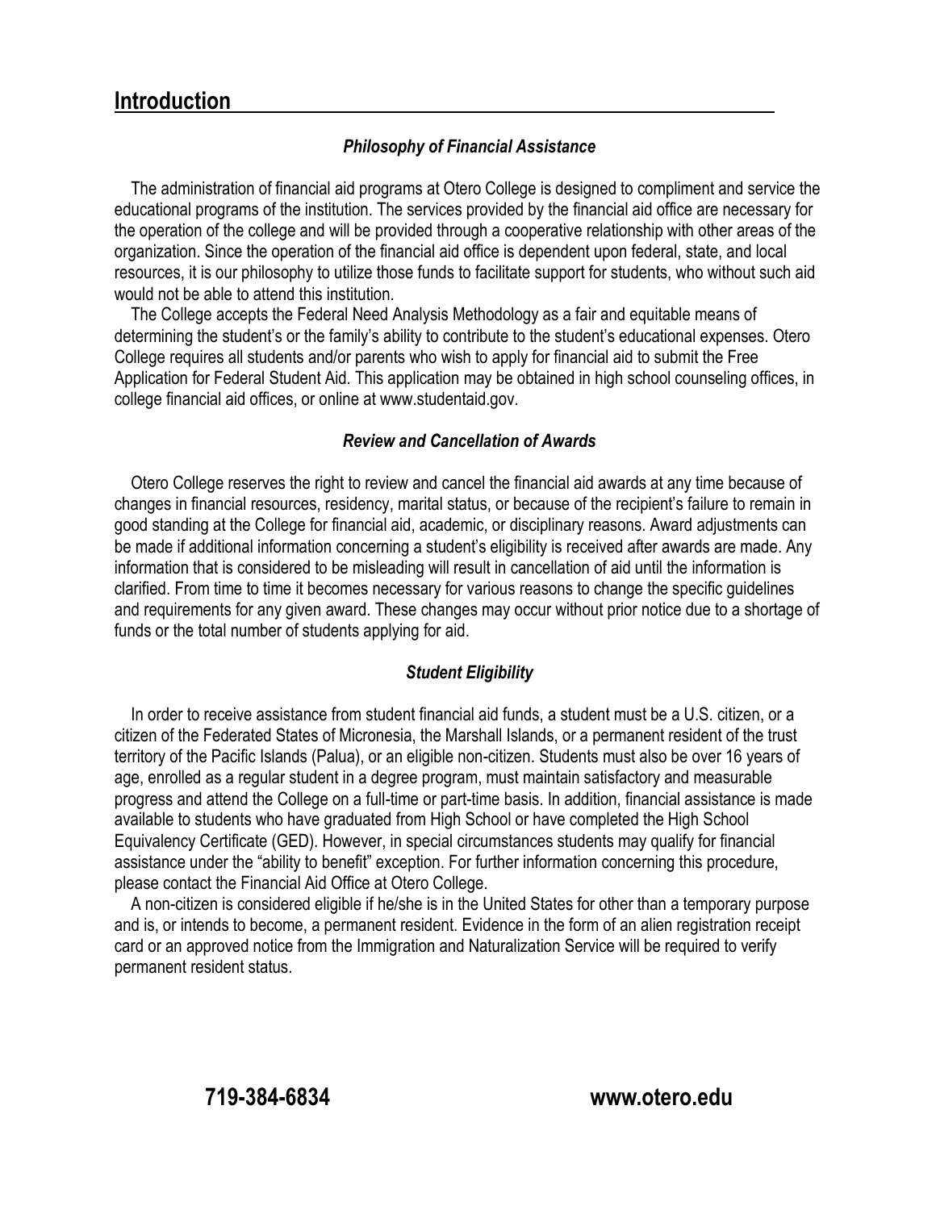## Introduction

### *Philosophy of Financial Assistance*

The administration of financial aid programs at Otero College is designed to compliment and service the educational programs of the institution. The services provided by the financial aid office are necessary for the operation of the college and will be provided through a cooperative relationship with other areas of the organization. Since the operation of the financial aid office is dependent upon federal, state, and local resources, it is our philosophy to utilize those funds to facilitate support for students, who without such aid would not be able to attend this institution.

The College accepts the Federal Need Analysis Methodology as a fair and equitable means of determining the student's or the family's ability to contribute to the student's educational expenses. Otero College requires all students and/or parents who wish to apply for financial aid to submit the Free Application for Federal Student Aid. This application may be obtained in high school counseling offices, in college financial aid offices, or online at www.studentaid.gov.

### *Review and Cancellation of Awards*

Otero College reserves the right to review and cancel the financial aid awards at any time because of changes in financial resources, residency, marital status, or because of the recipient's failure to remain in good standing at the College for financial aid, academic, or disciplinary reasons. Award adjustments can be made if additional information concerning a student's eligibility is received after awards are made. Any information that is considered to be misleading will result in cancellation of aid until the information is clarified. From time to time it becomes necessary for various reasons to change the specific guidelines and requirements for any given award. These changes may occur without prior notice due to a shortage of funds or the total number of students applying for aid.

### *Student Eligibility*

In order to receive assistance from student financial aid funds, a student must be a U.S. citizen, or a citizen of the Federated States of Micronesia, the Marshall Islands, or a permanent resident of the trust territory of the Pacific Islands (Palua), or an eligible non-citizen. Students must also be over 16 years of age, enrolled as a regular student in a degree program, must maintain satisfactory and measurable progress and attend the College on a full-time or part-time basis. In addition, financial assistance is made available to students who have graduated from High School or have completed the High School Equivalency Certificate (GED). However, in special circumstances students may qualify for financial assistance under the "ability to benefit" exception. For further information concerning this procedure, please contact the Financial Aid Office at Otero College.

A non-citizen is considered eligible if he/she is in the United States for other than a temporary purpose and is, or intends to become, a permanent resident. Evidence in the form of an alien registration receipt card or an approved notice from the Immigration and Naturalization Service will be required to verify permanent resident status.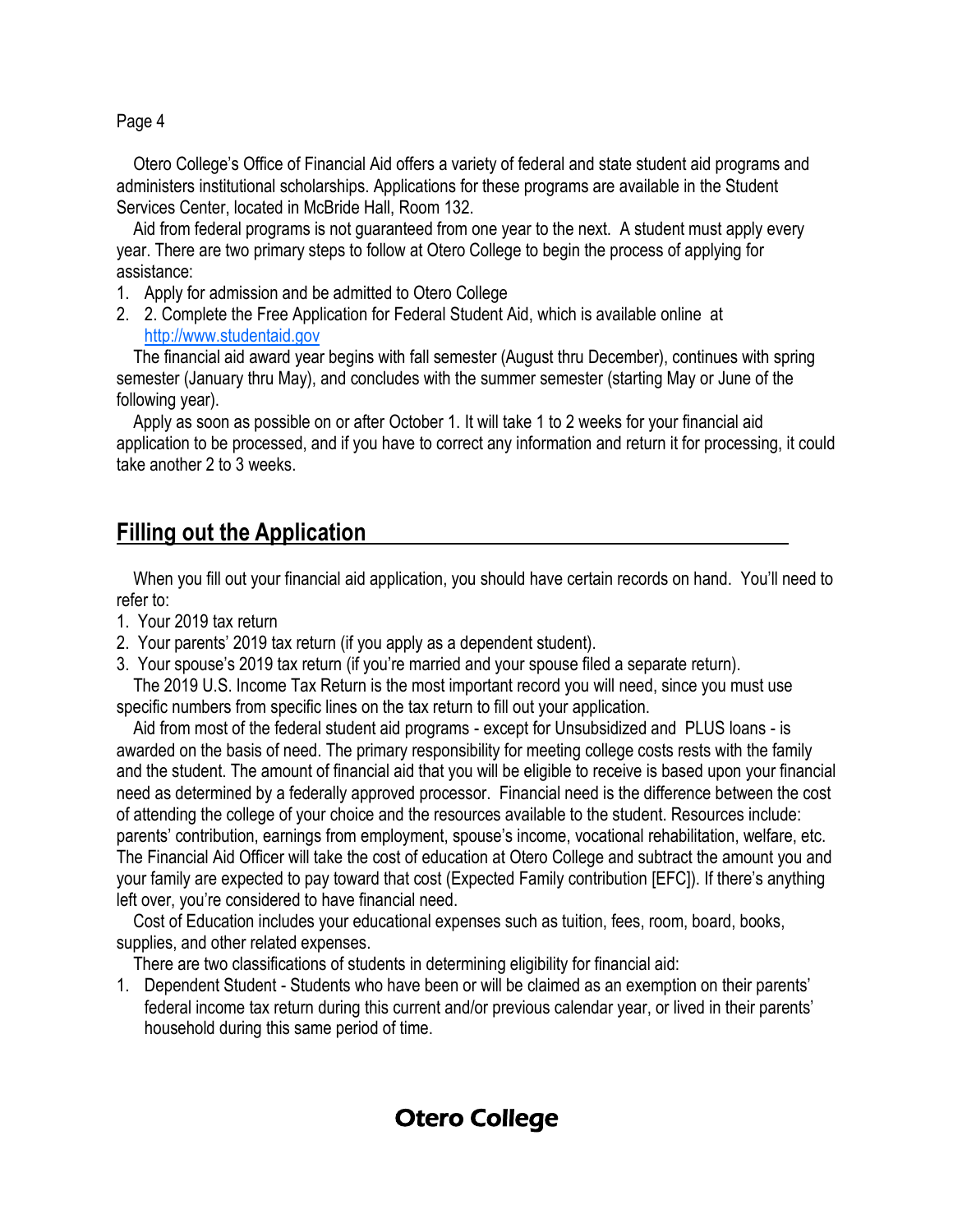Otero College's Office of Financial Aid offers a variety of federal and state student aid programs and administers institutional scholarships. Applications for these programs are available in the Student Services Center, located in McBride Hall, Room 132.

Aid from federal programs is not guaranteed from one year to the next. A student must apply every year. There are two primary steps to follow at Otero College to begin the process of applying for assistance:

1. Apply for admission and be admitted to Otero College
2. 2. Complete the Free Application for Federal Student Aid, which is available online at http://www.studentaid.gov

The financial aid award year begins with fall semester (August thru December), continues with spring semester (January thru May), and concludes with the summer semester (starting May or June of the following year).

Apply as soon as possible on or after October 1. It will take 1 to 2 weeks for your financial aid application to be processed, and if you have to correct any information and return it for processing, it could take another 2 to 3 weeks.

## Filling out the Application

When you fill out your financial aid application, you should have certain records on hand. You'll need to refer to:

1. Your 2019 tax return
2. Your parents' 2019 tax return (if you apply as a dependent student).
3. Your spouse's 2019 tax return (if you're married and your spouse filed a separate return).

The 2019 U.S. Income Tax Return is the most important record you will need, since you must use specific numbers from specific lines on the tax return to fill out your application.

Aid from most of the federal student aid programs - except for Unsubsidized and PLUS loans - is awarded on the basis of need. The primary responsibility for meeting college costs rests with the family and the student. The amount of financial aid that you will be eligible to receive is based upon your financial need as determined by a federally approved processor. Financial need is the difference between the cost of attending the college of your choice and the resources available to the student. Resources include: parents' contribution, earnings from employment, spouse's income, vocational rehabilitation, welfare, etc. The Financial Aid Officer will take the cost of education at Otero College and subtract the amount you and your family are expected to pay toward that cost (Expected Family contribution [EFC]). If there's anything left over, you're considered to have financial need.

Cost of Education includes your educational expenses such as tuition, fees, room, board, books, supplies, and other related expenses.

There are two classifications of students in determining eligibility for financial aid:

1. Dependent Student - Students who have been or will be claimed as an exemption on their parents' federal income tax return during this current and/or previous calendar year, or lived in their parents' household during this same period of time.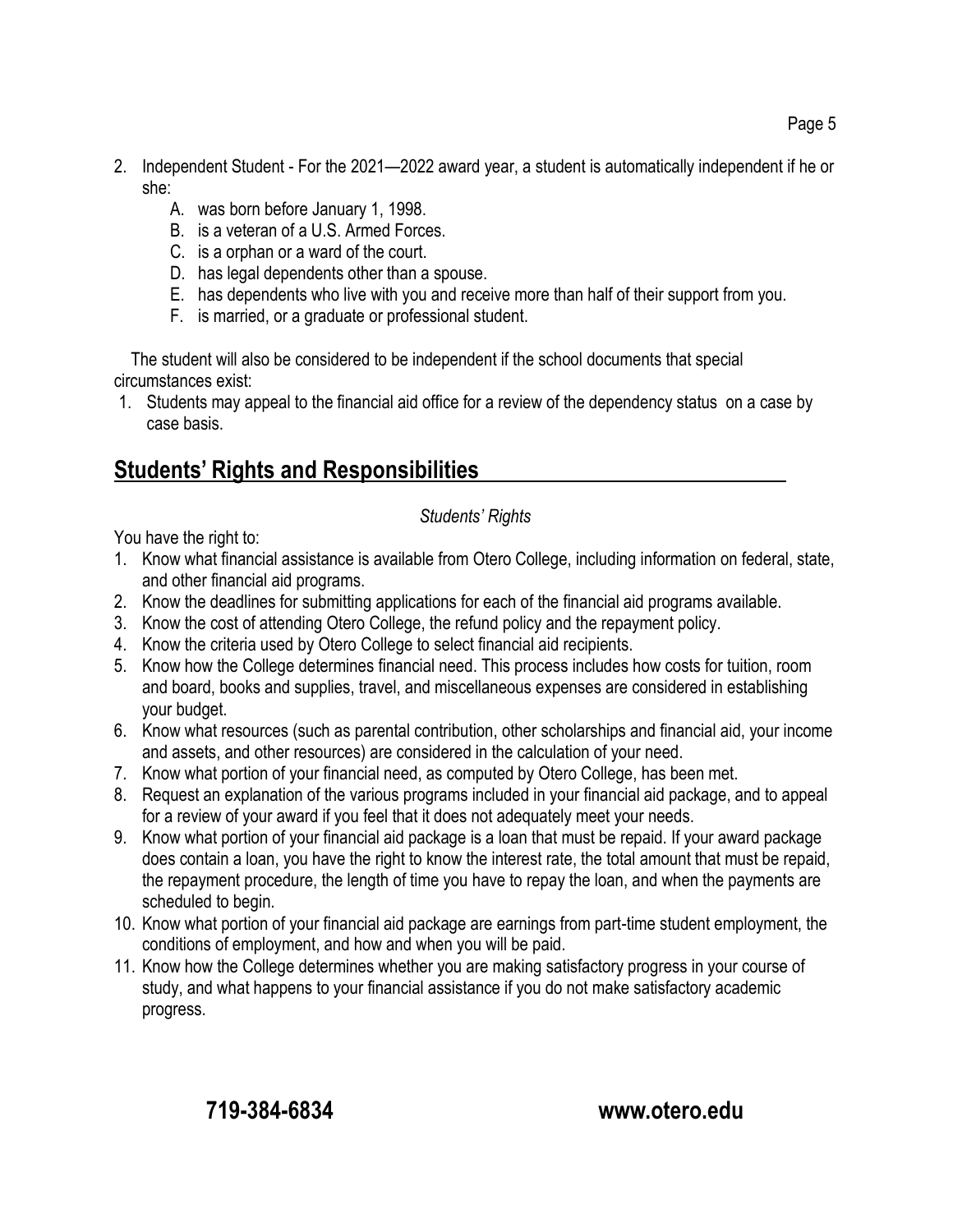2. Independent Student - For the 2021—2022 award year, a student is automatically independent if he or she:
    A. was born before January 1, 1998.
    B. is a veteran of a U.S. Armed Forces.
    C. is a orphan or a ward of the court.
    D. has legal dependents other than a spouse.
    E. has dependents who live with you and receive more than half of their support from you.
    F. is married, or a graduate or professional student.

The student will also be considered to be independent if the school documents that special circumstances exist:

1. Students may appeal to the financial aid office for a review of the dependency status on a case by case basis.

## Students' Rights and Responsibilities

*Students' Rights*

You have the right to:

1. Know what financial assistance is available from Otero College, including information on federal, state, and other financial aid programs.
2. Know the deadlines for submitting applications for each of the financial aid programs available.
3. Know the cost of attending Otero College, the refund policy and the repayment policy.
4. Know the criteria used by Otero College to select financial aid recipients.
5. Know how the College determines financial need. This process includes how costs for tuition, room and board, books and supplies, travel, and miscellaneous expenses are considered in establishing your budget.
6. Know what resources (such as parental contribution, other scholarships and financial aid, your income and assets, and other resources) are considered in the calculation of your need.
7. Know what portion of your financial need, as computed by Otero College, has been met.
8. Request an explanation of the various programs included in your financial aid package, and to appeal for a review of your award if you feel that it does not adequately meet your needs.
9. Know what portion of your financial aid package is a loan that must be repaid. If your award package does contain a loan, you have the right to know the interest rate, the total amount that must be repaid, the repayment procedure, the length of time you have to repay the loan, and when the payments are scheduled to begin.
10. Know what portion of your financial aid package are earnings from part-time student employment, the conditions of employment, and how and when you will be paid.
11. Know how the College determines whether you are making satisfactory progress in your course of study, and what happens to your financial assistance if you do not make satisfactory academic progress.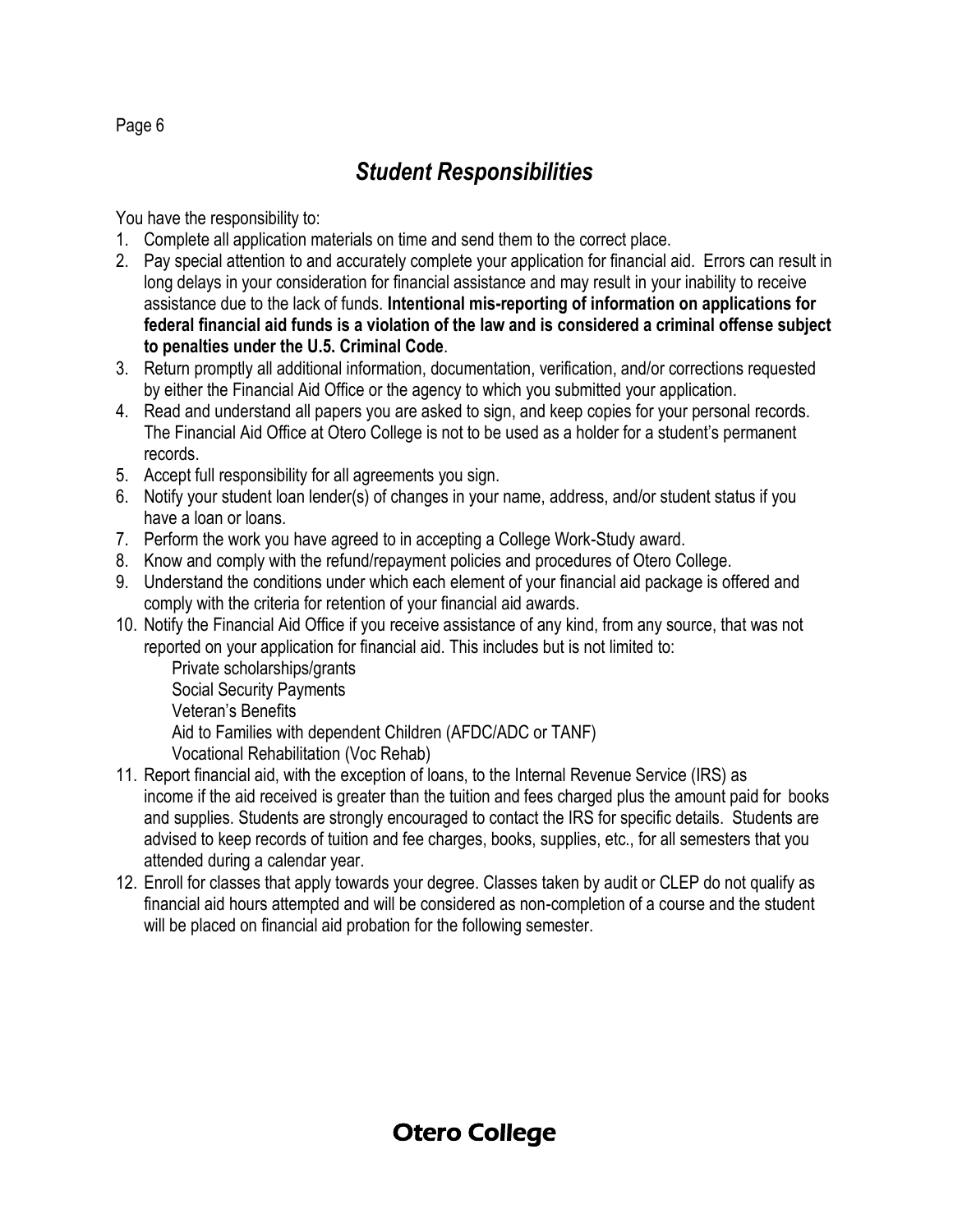## *Student Responsibilities*

You have the responsibility to:

1. Complete all application materials on time and send them to the correct place.
2. Pay special attention to and accurately complete your application for financial aid. Errors can result in long delays in your consideration for financial assistance and may result in your inability to receive assistance due to the lack of funds. **Intentional mis-reporting of information on applications for federal financial aid funds is a violation of the law and is considered a criminal offense subject to penalties under the U.5. Criminal Code**.
3. Return promptly all additional information, documentation, verification, and/or corrections requested by either the Financial Aid Office or the agency to which you submitted your application.
4. Read and understand all papers you are asked to sign, and keep copies for your personal records. The Financial Aid Office at Otero College is not to be used as a holder for a student's permanent records.
5. Accept full responsibility for all agreements you sign.
6. Notify your student loan lender(s) of changes in your name, address, and/or student status if you have a loan or loans.
7. Perform the work you have agreed to in accepting a College Work-Study award.
8. Know and comply with the refund/repayment policies and procedures of Otero College.
9. Understand the conditions under which each element of your financial aid package is offered and comply with the criteria for retention of your financial aid awards.
10. Notify the Financial Aid Office if you receive assistance of any kind, from any source, that was not reported on your application for financial aid. This includes but is not limited to:
    - Private scholarships/grants
    - Social Security Payments
    - Veteran's Benefits
    - Aid to Families with dependent Children (AFDC/ADC or TANF)
    - Vocational Rehabilitation (Voc Rehab)
11. Report financial aid, with the exception of loans, to the Internal Revenue Service (IRS) as income if the aid received is greater than the tuition and fees charged plus the amount paid for books and supplies. Students are strongly encouraged to contact the IRS for specific details. Students are advised to keep records of tuition and fee charges, books, supplies, etc., for all semesters that you attended during a calendar year.
12. Enroll for classes that apply towards your degree. Classes taken by audit or CLEP do not qualify as financial aid hours attempted and will be considered as non-completion of a course and the student will be placed on financial aid probation for the following semester.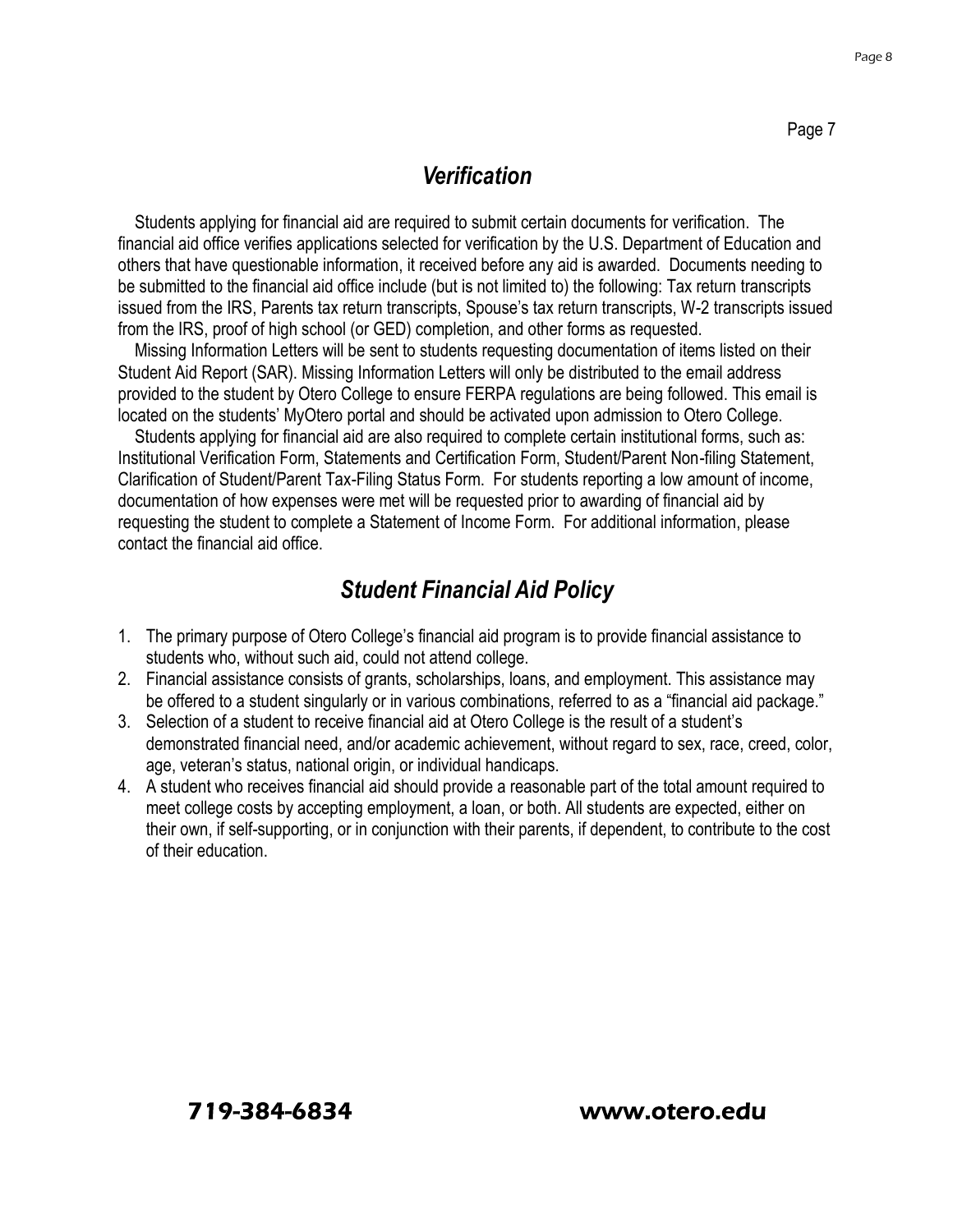## *Verification*

Students applying for financial aid are required to submit certain documents for verification. The financial aid office verifies applications selected for verification by the U.S. Department of Education and others that have questionable information, it received before any aid is awarded. Documents needing to be submitted to the financial aid office include (but is not limited to) the following: Tax return transcripts issued from the IRS, Parents tax return transcripts, Spouse's tax return transcripts, W-2 transcripts issued from the IRS, proof of high school (or GED) completion, and other forms as requested.

Missing Information Letters will be sent to students requesting documentation of items listed on their Student Aid Report (SAR). Missing Information Letters will only be distributed to the email address provided to the student by Otero College to ensure FERPA regulations are being followed. This email is located on the students' MyOtero portal and should be activated upon admission to Otero College.

Students applying for financial aid are also required to complete certain institutional forms, such as: Institutional Verification Form, Statements and Certification Form, Student/Parent Non-filing Statement, Clarification of Student/Parent Tax-Filing Status Form. For students reporting a low amount of income, documentation of how expenses were met will be requested prior to awarding of financial aid by requesting the student to complete a Statement of Income Form. For additional information, please contact the financial aid office.

## *Student Financial Aid Policy*

1. The primary purpose of Otero College's financial aid program is to provide financial assistance to students who, without such aid, could not attend college.
2. Financial assistance consists of grants, scholarships, loans, and employment. This assistance may be offered to a student singularly or in various combinations, referred to as a "financial aid package."
3. Selection of a student to receive financial aid at Otero College is the result of a student's demonstrated financial need, and/or academic achievement, without regard to sex, race, creed, color, age, veteran's status, national origin, or individual handicaps.
4. A student who receives financial aid should provide a reasonable part of the total amount required to meet college costs by accepting employment, a loan, or both. All students are expected, either on their own, if self-supporting, or in conjunction with their parents, if dependent, to contribute to the cost of their education.

**719-384-6834** **www.otero.edu**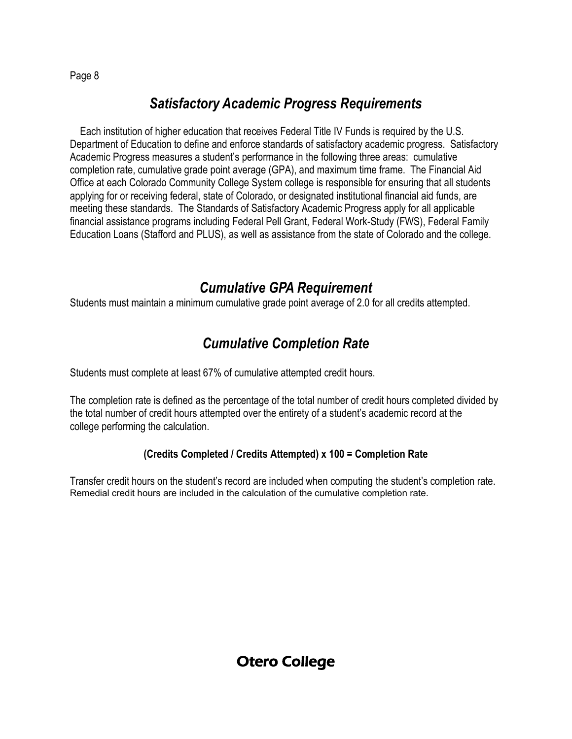## *Satisfactory Academic Progress Requirements*

Each institution of higher education that receives Federal Title IV Funds is required by the U.S. Department of Education to define and enforce standards of satisfactory academic progress. Satisfactory Academic Progress measures a student's performance in the following three areas: cumulative completion rate, cumulative grade point average (GPA), and maximum time frame. The Financial Aid Office at each Colorado Community College System college is responsible for ensuring that all students applying for or receiving federal, state of Colorado, or designated institutional financial aid funds, are meeting these standards. The Standards of Satisfactory Academic Progress apply for all applicable financial assistance programs including Federal Pell Grant, Federal Work-Study (FWS), Federal Family Education Loans (Stafford and PLUS), as well as assistance from the state of Colorado and the college.

## *Cumulative GPA Requirement*

Students must maintain a minimum cumulative grade point average of 2.0 for all credits attempted.

## *Cumulative Completion Rate*

Students must complete at least 67% of cumulative attempted credit hours.

The completion rate is defined as the percentage of the total number of credit hours completed divided by the total number of credit hours attempted over the entirety of a student's academic record at the college performing the calculation.

**(Credits Completed / Credits Attempted) x 100 = Completion Rate**

Transfer credit hours on the student's record are included when computing the student's completion rate. Remedial credit hours are included in the calculation of the cumulative completion rate.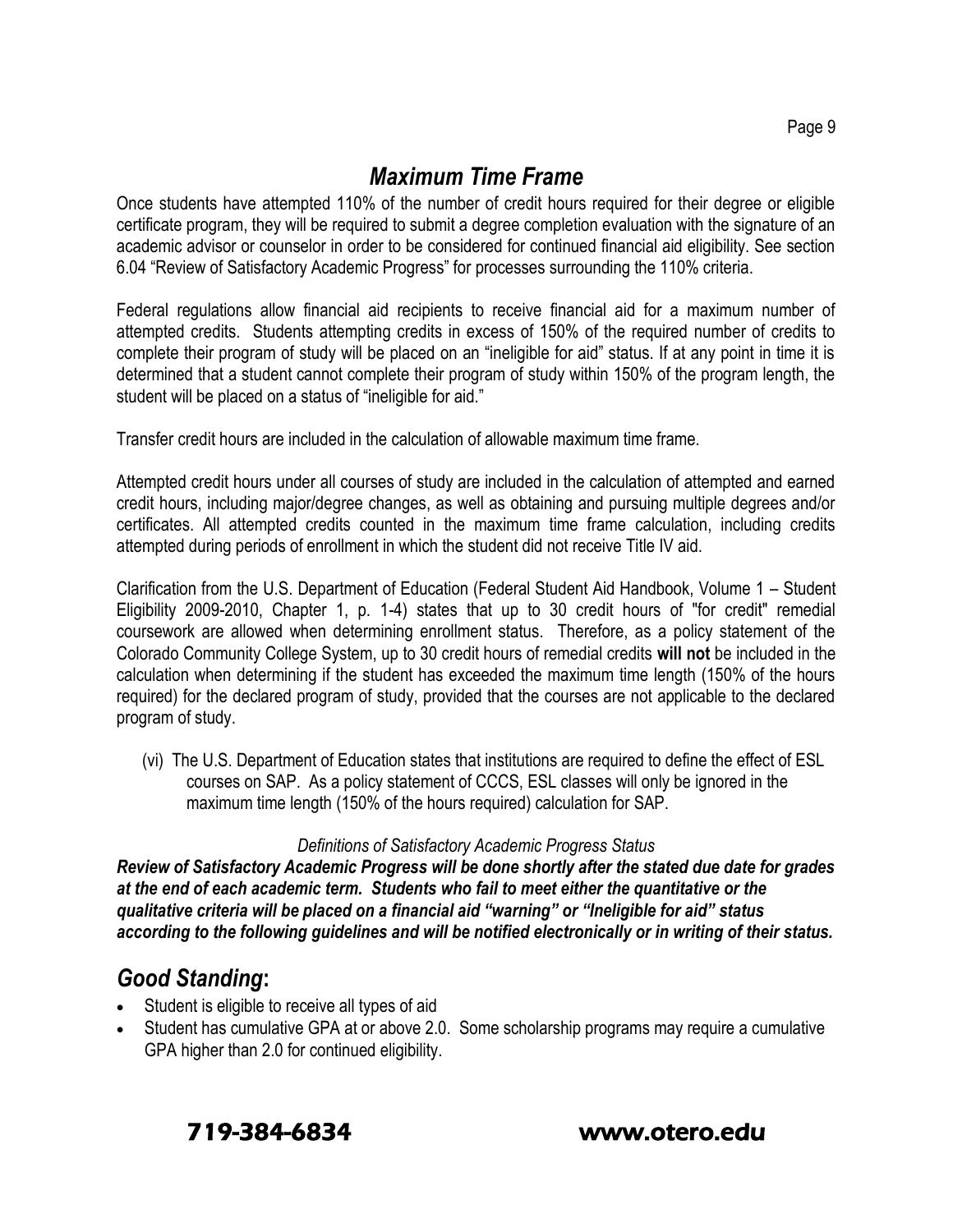## *Maximum Time Frame*

Once students have attempted 110% of the number of credit hours required for their degree or eligible certificate program, they will be required to submit a degree completion evaluation with the signature of an academic advisor or counselor in order to be considered for continued financial aid eligibility. See section 6.04 "Review of Satisfactory Academic Progress" for processes surrounding the 110% criteria.

Federal regulations allow financial aid recipients to receive financial aid for a maximum number of attempted credits. Students attempting credits in excess of 150% of the required number of credits to complete their program of study will be placed on an "ineligible for aid" status. If at any point in time it is determined that a student cannot complete their program of study within 150% of the program length, the student will be placed on a status of "ineligible for aid."

Transfer credit hours are included in the calculation of allowable maximum time frame.

Attempted credit hours under all courses of study are included in the calculation of attempted and earned credit hours, including major/degree changes, as well as obtaining and pursuing multiple degrees and/or certificates. All attempted credits counted in the maximum time frame calculation, including credits attempted during periods of enrollment in which the student did not receive Title IV aid.

Clarification from the U.S. Department of Education (Federal Student Aid Handbook, Volume 1 – Student Eligibility 2009-2010, Chapter 1, p. 1-4) states that up to 30 credit hours of "for credit" remedial coursework are allowed when determining enrollment status. Therefore, as a policy statement of the Colorado Community College System, up to 30 credit hours of remedial credits **will not** be included in the calculation when determining if the student has exceeded the maximum time length (150% of the hours required) for the declared program of study, provided that the courses are not applicable to the declared program of study.

(vi) The U.S. Department of Education states that institutions are required to define the effect of ESL courses on SAP. As a policy statement of CCCS, ESL classes will only be ignored in the maximum time length (150% of the hours required) calculation for SAP.

*Definitions of Satisfactory Academic Progress Status*

***Review of Satisfactory Academic Progress will be done shortly after the stated due date for grades at the end of each academic term. Students who fail to meet either the quantitative or the qualitative criteria will be placed on a financial aid "warning" or "Ineligible for aid" status according to the following guidelines and will be notified electronically or in writing of their status.***

## *Good Standing*:

- Student is eligible to receive all types of aid
- Student has cumulative GPA at or above 2.0. Some scholarship programs may require a cumulative GPA higher than 2.0 for continued eligibility.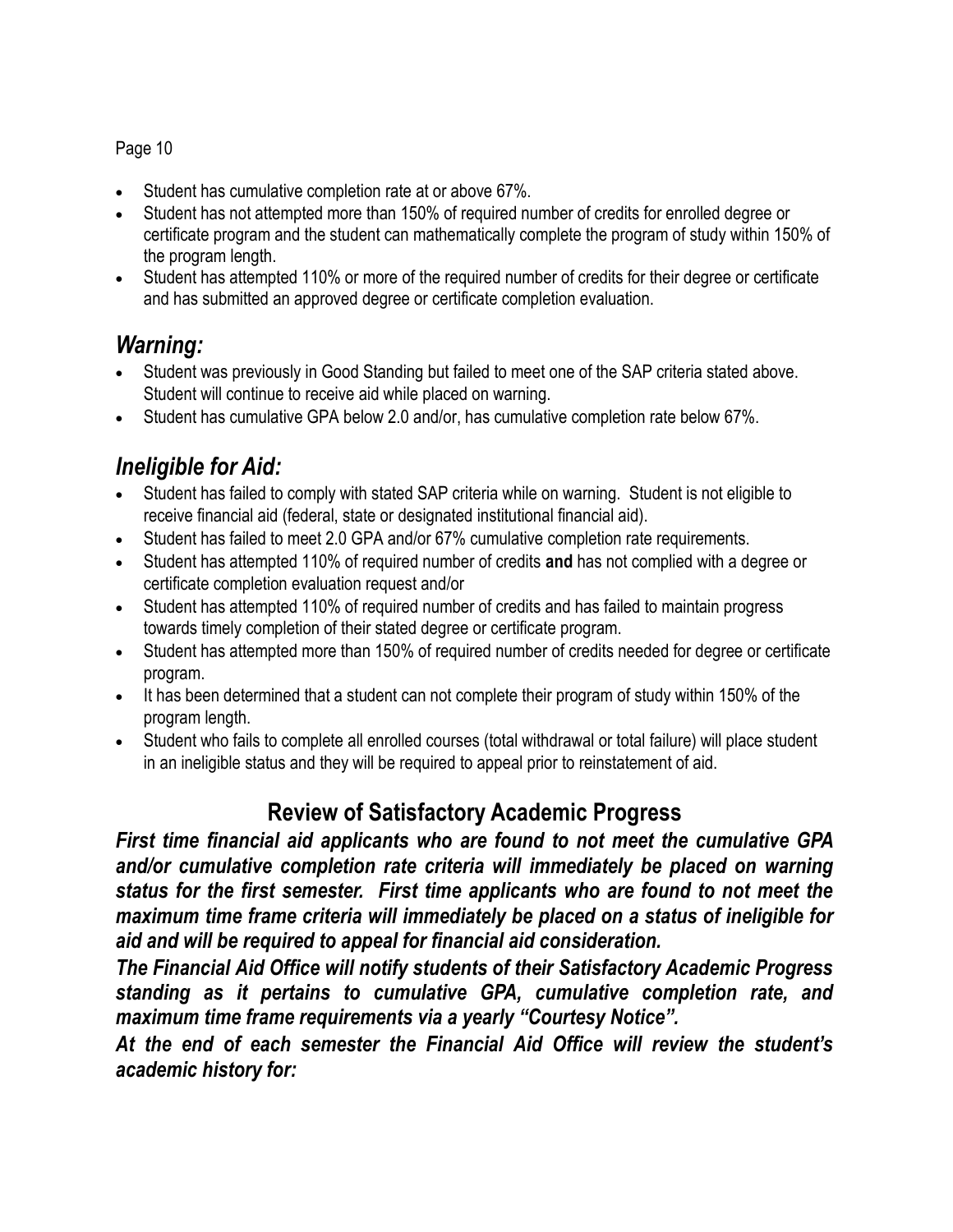- Student has cumulative completion rate at or above 67%.
- Student has not attempted more than 150% of required number of credits for enrolled degree or certificate program and the student can mathematically complete the program of study within 150% of the program length.
- Student has attempted 110% or more of the required number of credits for their degree or certificate and has submitted an approved degree or certificate completion evaluation.

## *Warning:*

- Student was previously in Good Standing but failed to meet one of the SAP criteria stated above. Student will continue to receive aid while placed on warning.
- Student has cumulative GPA below 2.0 and/or, has cumulative completion rate below 67%.

## *Ineligible for Aid:*

- Student has failed to comply with stated SAP criteria while on warning. Student is not eligible to receive financial aid (federal, state or designated institutional financial aid).
- Student has failed to meet 2.0 GPA and/or 67% cumulative completion rate requirements.
- Student has attempted 110% of required number of credits **and** has not complied with a degree or certificate completion evaluation request and/or
- Student has attempted 110% of required number of credits and has failed to maintain progress towards timely completion of their stated degree or certificate program.
- Student has attempted more than 150% of required number of credits needed for degree or certificate program.
- It has been determined that a student can not complete their program of study within 150% of the program length.
- Student who fails to complete all enrolled courses (total withdrawal or total failure) will place student in an ineligible status and they will be required to appeal prior to reinstatement of aid.

## Review of Satisfactory Academic Progress

***First time financial aid applicants who are found to not meet the cumulative GPA and/or cumulative completion rate criteria will immediately be placed on warning status for the first semester. First time applicants who are found to not meet the maximum time frame criteria will immediately be placed on a status of ineligible for aid and will be required to appeal for financial aid consideration.***

***The Financial Aid Office will notify students of their Satisfactory Academic Progress standing as it pertains to cumulative GPA, cumulative completion rate, and maximum time frame requirements via a yearly "Courtesy Notice".***

***At the end of each semester the Financial Aid Office will review the student's academic history for:***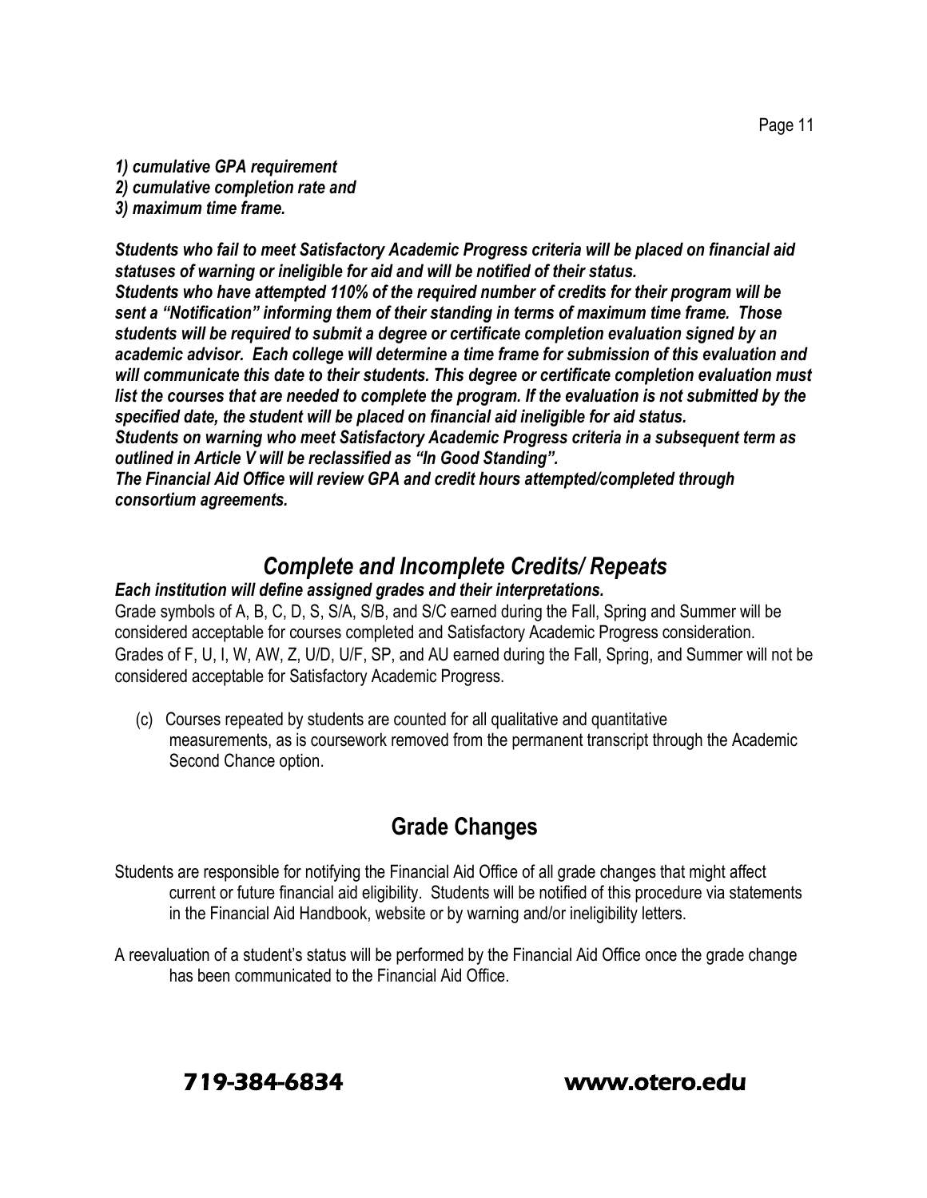***1) cumulative GPA requirement***
***2) cumulative completion rate and***
***3) maximum time frame.***

***Students who fail to meet Satisfactory Academic Progress criteria will be placed on financial aid statuses of warning or ineligible for aid and will be notified of their status.***
***Students who have attempted 110% of the required number of credits for their program will be sent a "Notification" informing them of their standing in terms of maximum time frame. Those students will be required to submit a degree or certificate completion evaluation signed by an academic advisor. Each college will determine a time frame for submission of this evaluation and will communicate this date to their students. This degree or certificate completion evaluation must list the courses that are needed to complete the program. If the evaluation is not submitted by the specified date, the student will be placed on financial aid ineligible for aid status.***
***Students on warning who meet Satisfactory Academic Progress criteria in a subsequent term as outlined in Article V will be reclassified as "In Good Standing".***
***The Financial Aid Office will review GPA and credit hours attempted/completed through consortium agreements.***

## *Complete and Incomplete Credits/ Repeats*

***Each institution will define assigned grades and their interpretations.***
Grade symbols of A, B, C, D, S, S/A, S/B, and S/C earned during the Fall, Spring and Summer will be considered acceptable for courses completed and Satisfactory Academic Progress consideration. Grades of F, U, I, W, AW, Z, U/D, U/F, SP, and AU earned during the Fall, Spring, and Summer will not be considered acceptable for Satisfactory Academic Progress.

(c) Courses repeated by students are counted for all qualitative and quantitative measurements, as is coursework removed from the permanent transcript through the Academic Second Chance option.

## Grade Changes

Students are responsible for notifying the Financial Aid Office of all grade changes that might affect current or future financial aid eligibility. Students will be notified of this procedure via statements in the Financial Aid Handbook, website or by warning and/or ineligibility letters.

A reevaluation of a student's status will be performed by the Financial Aid Office once the grade change has been communicated to the Financial Aid Office.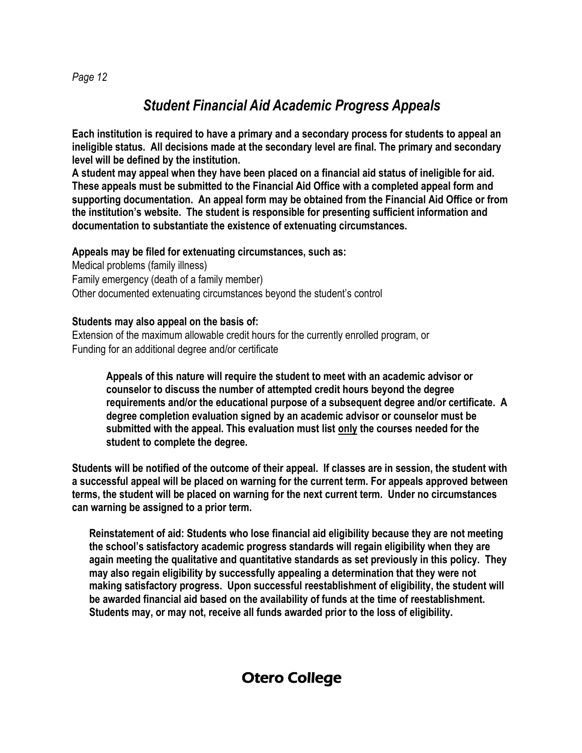# *Student Financial Aid Academic Progress Appeals*

**Each institution is required to have a primary and a secondary process for students to appeal an ineligible status. All decisions made at the secondary level are final. The primary and secondary level will be defined by the institution.**

**A student may appeal when they have been placed on a financial aid status of ineligible for aid. These appeals must be submitted to the Financial Aid Office with a completed appeal form and supporting documentation. An appeal form may be obtained from the Financial Aid Office or from the institution's website. The student is responsible for presenting sufficient information and documentation to substantiate the existence of extenuating circumstances.**

**Appeals may be filed for extenuating circumstances, such as:**

Medical problems (family illness)
Family emergency (death of a family member)
Other documented extenuating circumstances beyond the student's control

**Students may also appeal on the basis of:**

Extension of the maximum allowable credit hours for the currently enrolled program, or
Funding for an additional degree and/or certificate

> **Appeals of this nature will require the student to meet with an academic advisor or counselor to discuss the number of attempted credit hours beyond the degree requirements and/or the educational purpose of a subsequent degree and/or certificate. A degree completion evaluation signed by an academic advisor or counselor must be submitted with the appeal. This evaluation must list <u>only</u> the courses needed for the student to complete the degree.**

**Students will be notified of the outcome of their appeal. If classes are in session, the student with a successful appeal will be placed on warning for the current term. For appeals approved between terms, the student will be placed on warning for the next current term. Under no circumstances can warning be assigned to a prior term.**

> **Reinstatement of aid: Students who lose financial aid eligibility because they are not meeting the school's satisfactory academic progress standards will regain eligibility when they are again meeting the qualitative and quantitative standards as set previously in this policy. They may also regain eligibility by successfully appealing a determination that they were not making satisfactory progress. Upon successful reestablishment of eligibility, the student will be awarded financial aid based on the availability of funds at the time of reestablishment. Students may, or may not, receive all funds awarded prior to the loss of eligibility.**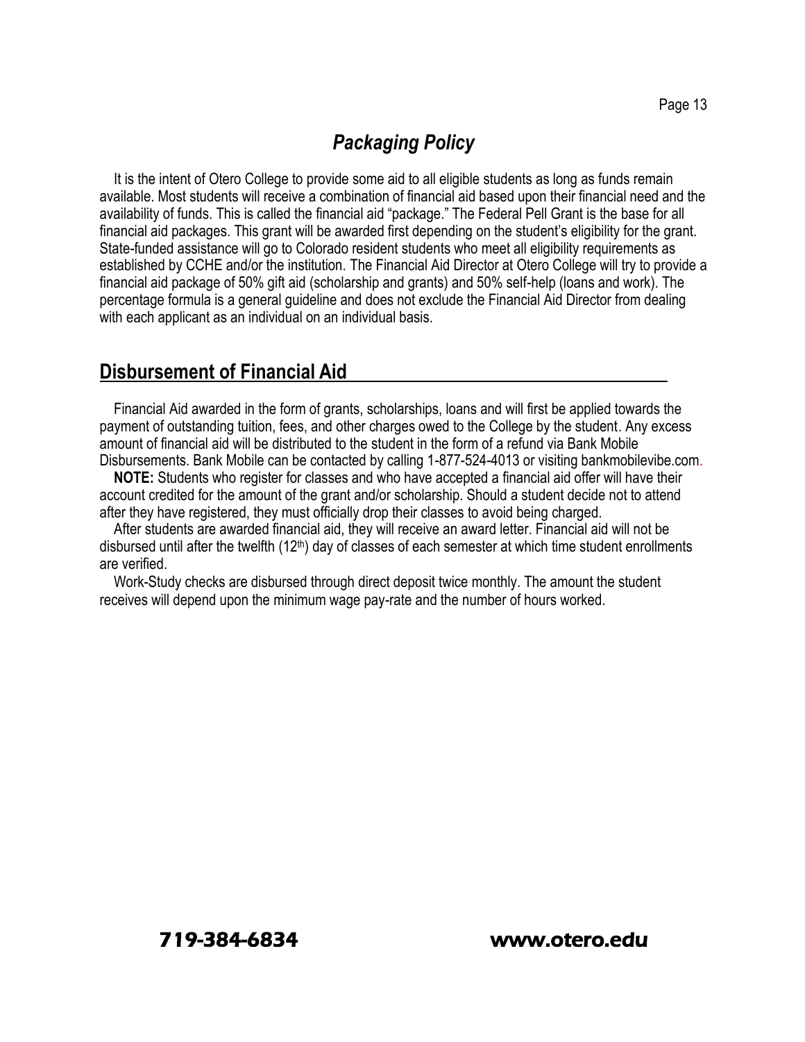## *Packaging Policy*

It is the intent of Otero College to provide some aid to all eligible students as long as funds remain available. Most students will receive a combination of financial aid based upon their financial need and the availability of funds. This is called the financial aid "package." The Federal Pell Grant is the base for all financial aid packages. This grant will be awarded first depending on the student's eligibility for the grant. State-funded assistance will go to Colorado resident students who meet all eligibility requirements as established by CCHE and/or the institution. The Financial Aid Director at Otero College will try to provide a financial aid package of 50% gift aid (scholarship and grants) and 50% self-help (loans and work). The percentage formula is a general guideline and does not exclude the Financial Aid Director from dealing with each applicant as an individual on an individual basis.

## Disbursement of Financial Aid

Financial Aid awarded in the form of grants, scholarships, loans and will first be applied towards the payment of outstanding tuition, fees, and other charges owed to the College by the student. Any excess amount of financial aid will be distributed to the student in the form of a refund via Bank Mobile Disbursements. Bank Mobile can be contacted by calling 1-877-524-4013 or visiting bankmobilevibe.com.

**NOTE:** Students who register for classes and who have accepted a financial aid offer will have their account credited for the amount of the grant and/or scholarship. Should a student decide not to attend after they have registered, they must officially drop their classes to avoid being charged.

After students are awarded financial aid, they will receive an award letter. Financial aid will not be disbursed until after the twelfth (12th) day of classes of each semester at which time student enrollments are verified.

Work-Study checks are disbursed through direct deposit twice monthly. The amount the student receives will depend upon the minimum wage pay-rate and the number of hours worked.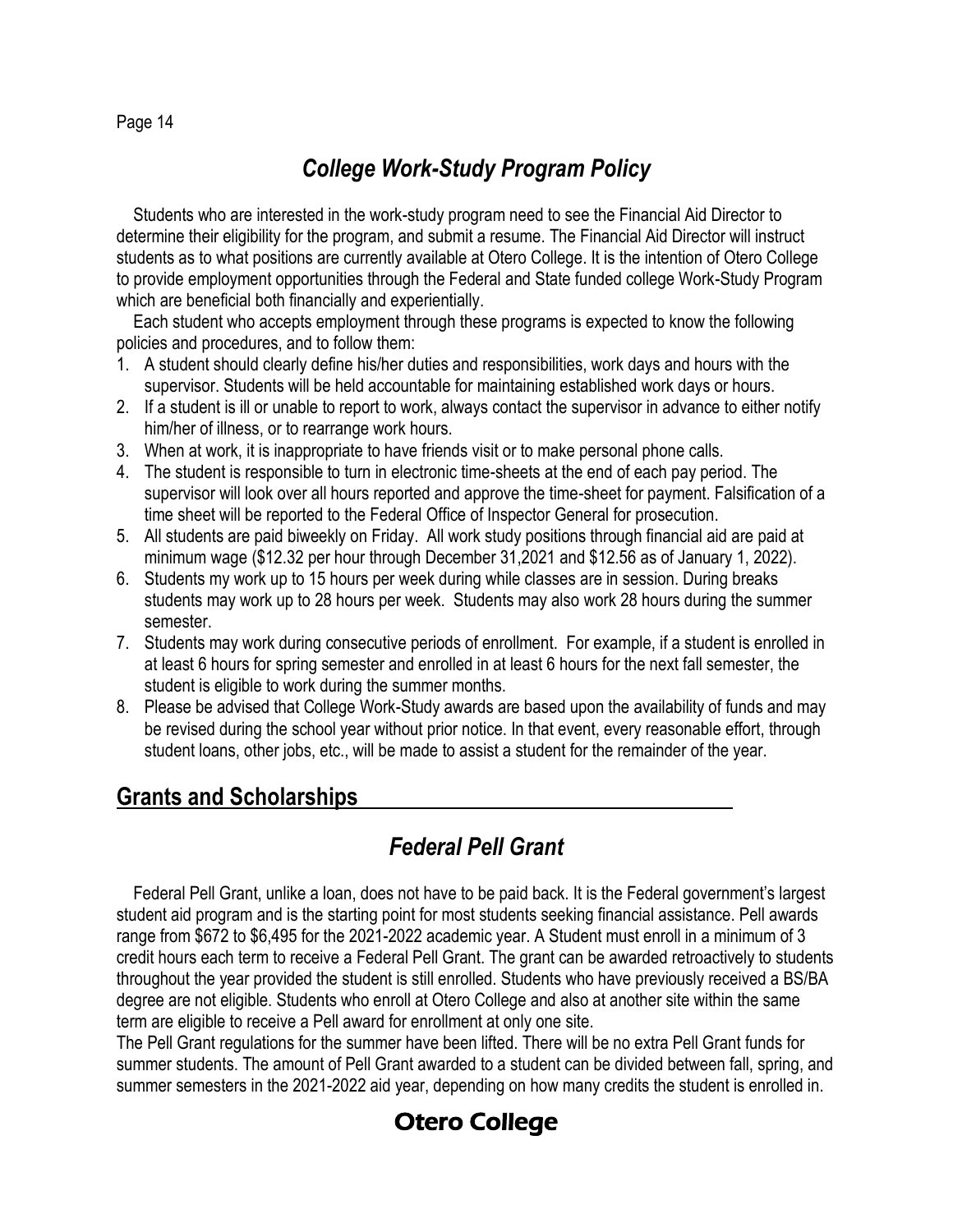## *College Work-Study Program Policy*

Students who are interested in the work-study program need to see the Financial Aid Director to determine their eligibility for the program, and submit a resume. The Financial Aid Director will instruct students as to what positions are currently available at Otero College. It is the intention of Otero College to provide employment opportunities through the Federal and State funded college Work-Study Program which are beneficial both financially and experientially.

Each student who accepts employment through these programs is expected to know the following policies and procedures, and to follow them:

1. A student should clearly define his/her duties and responsibilities, work days and hours with the supervisor. Students will be held accountable for maintaining established work days or hours.
2. If a student is ill or unable to report to work, always contact the supervisor in advance to either notify him/her of illness, or to rearrange work hours.
3. When at work, it is inappropriate to have friends visit or to make personal phone calls.
4. The student is responsible to turn in electronic time-sheets at the end of each pay period. The supervisor will look over all hours reported and approve the time-sheet for payment. Falsification of a time sheet will be reported to the Federal Office of Inspector General for prosecution.
5. All students are paid biweekly on Friday. All work study positions through financial aid are paid at minimum wage ($12.32 per hour through December 31,2021 and $12.56 as of January 1, 2022).
6. Students my work up to 15 hours per week during while classes are in session. During breaks students may work up to 28 hours per week. Students may also work 28 hours during the summer semester.
7. Students may work during consecutive periods of enrollment. For example, if a student is enrolled in at least 6 hours for spring semester and enrolled in at least 6 hours for the next fall semester, the student is eligible to work during the summer months.
8. Please be advised that College Work-Study awards are based upon the availability of funds and may be revised during the school year without prior notice. In that event, every reasonable effort, through student loans, other jobs, etc., will be made to assist a student for the remainder of the year.

# Grants and Scholarships

## *Federal Pell Grant*

Federal Pell Grant, unlike a loan, does not have to be paid back. It is the Federal government's largest student aid program and is the starting point for most students seeking financial assistance. Pell awards range from $672 to $6,495 for the 2021-2022 academic year. A Student must enroll in a minimum of 3 credit hours each term to receive a Federal Pell Grant. The grant can be awarded retroactively to students throughout the year provided the student is still enrolled. Students who have previously received a BS/BA degree are not eligible. Students who enroll at Otero College and also at another site within the same term are eligible to receive a Pell award for enrollment at only one site.

The Pell Grant regulations for the summer have been lifted. There will be no extra Pell Grant funds for summer students. The amount of Pell Grant awarded to a student can be divided between fall, spring, and summer semesters in the 2021-2022 aid year, depending on how many credits the student is enrolled in.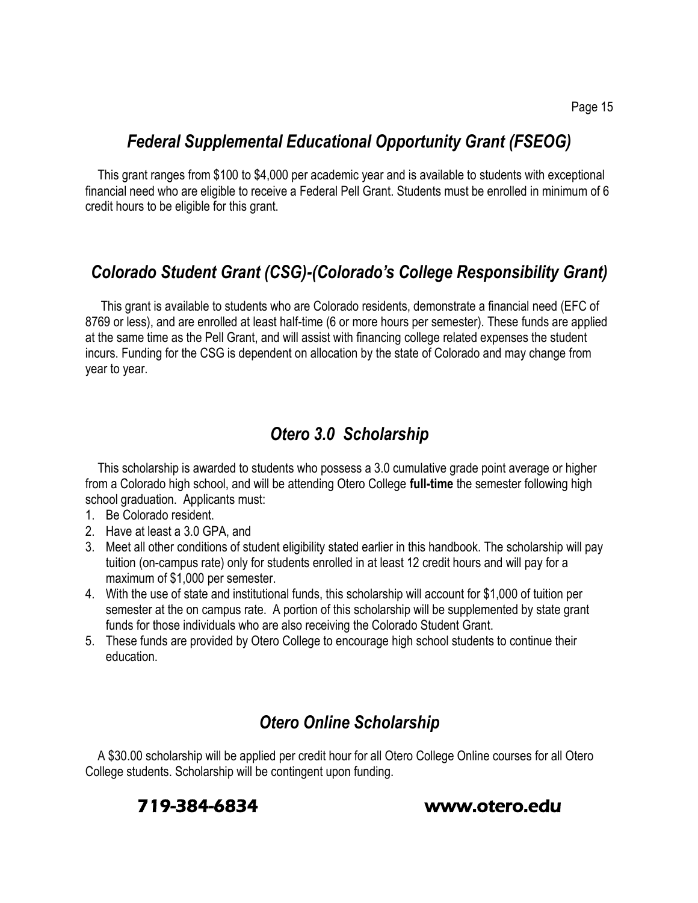## *Federal Supplemental Educational Opportunity Grant (FSEOG)*

This grant ranges from $100 to $4,000 per academic year and is available to students with exceptional financial need who are eligible to receive a Federal Pell Grant. Students must be enrolled in minimum of 6 credit hours to be eligible for this grant.

## *Colorado Student Grant (CSG)-(Colorado's College Responsibility Grant)*

This grant is available to students who are Colorado residents, demonstrate a financial need (EFC of 8769 or less), and are enrolled at least half-time (6 or more hours per semester). These funds are applied at the same time as the Pell Grant, and will assist with financing college related expenses the student incurs. Funding for the CSG is dependent on allocation by the state of Colorado and may change from year to year.

## *Otero 3.0 Scholarship*

This scholarship is awarded to students who possess a 3.0 cumulative grade point average or higher from a Colorado high school, and will be attending Otero College **full-time** the semester following high school graduation. Applicants must:

1. Be Colorado resident.
2. Have at least a 3.0 GPA, and
3. Meet all other conditions of student eligibility stated earlier in this handbook. The scholarship will pay tuition (on-campus rate) only for students enrolled in at least 12 credit hours and will pay for a maximum of $1,000 per semester.
4. With the use of state and institutional funds, this scholarship will account for $1,000 of tuition per semester at the on campus rate. A portion of this scholarship will be supplemented by state grant funds for those individuals who are also receiving the Colorado Student Grant.
5. These funds are provided by Otero College to encourage high school students to continue their education.

## *Otero Online Scholarship*

A $30.00 scholarship will be applied per credit hour for all Otero College Online courses for all Otero College students. Scholarship will be contingent upon funding.

**719-384-6834** **www.otero.edu**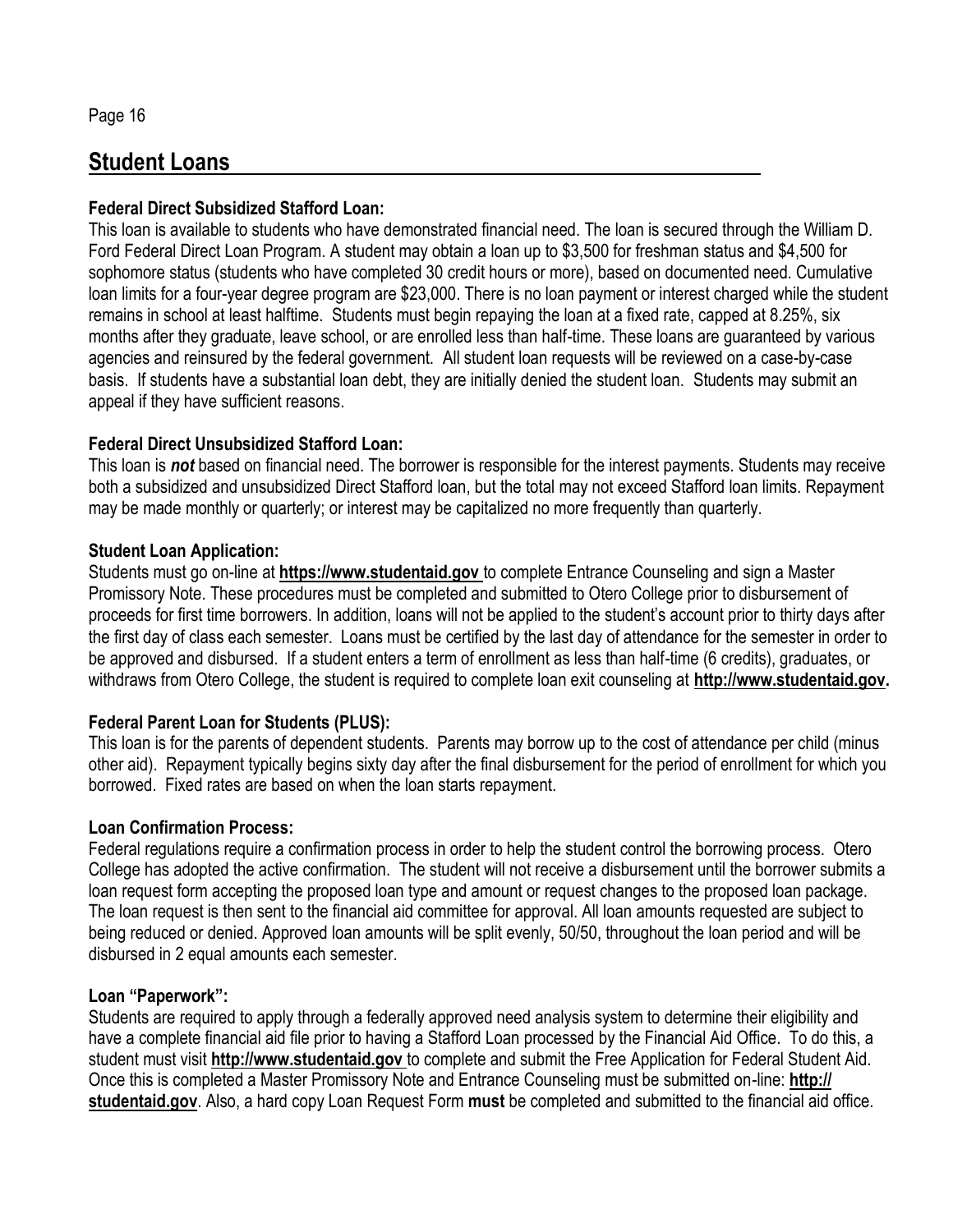## Student Loans

### Federal Direct Subsidized Stafford Loan:

This loan is available to students who have demonstrated financial need. The loan is secured through the William D. Ford Federal Direct Loan Program. A student may obtain a loan up to $3,500 for freshman status and $4,500 for sophomore status (students who have completed 30 credit hours or more), based on documented need. Cumulative loan limits for a four-year degree program are $23,000. There is no loan payment or interest charged while the student remains in school at least halftime. Students must begin repaying the loan at a fixed rate, capped at 8.25%, six months after they graduate, leave school, or are enrolled less than half-time. These loans are guaranteed by various agencies and reinsured by the federal government. All student loan requests will be reviewed on a case-by-case basis. If students have a substantial loan debt, they are initially denied the student loan. Students may submit an appeal if they have sufficient reasons.

### Federal Direct Unsubsidized Stafford Loan:

This loan is ***not*** based on financial need. The borrower is responsible for the interest payments. Students may receive both a subsidized and unsubsidized Direct Stafford loan, but the total may not exceed Stafford loan limits. Repayment may be made monthly or quarterly; or interest may be capitalized no more frequently than quarterly.

### Student Loan Application:

Students must go on-line at **https://www.studentaid.gov** to complete Entrance Counseling and sign a Master Promissory Note. These procedures must be completed and submitted to Otero College prior to disbursement of proceeds for first time borrowers. In addition, loans will not be applied to the student's account prior to thirty days after the first day of class each semester. Loans must be certified by the last day of attendance for the semester in order to be approved and disbursed. If a student enters a term of enrollment as less than half-time (6 credits), graduates, or withdraws from Otero College, the student is required to complete loan exit counseling at **http://www.studentaid.gov.**

### Federal Parent Loan for Students (PLUS):

This loan is for the parents of dependent students. Parents may borrow up to the cost of attendance per child (minus other aid). Repayment typically begins sixty day after the final disbursement for the period of enrollment for which you borrowed. Fixed rates are based on when the loan starts repayment.

### Loan Confirmation Process:

Federal regulations require a confirmation process in order to help the student control the borrowing process. Otero College has adopted the active confirmation. The student will not receive a disbursement until the borrower submits a loan request form accepting the proposed loan type and amount or request changes to the proposed loan package. The loan request is then sent to the financial aid committee for approval. All loan amounts requested are subject to being reduced or denied. Approved loan amounts will be split evenly, 50/50, throughout the loan period and will be disbursed in 2 equal amounts each semester.

### Loan "Paperwork":

Students are required to apply through a federally approved need analysis system to determine their eligibility and have a complete financial aid file prior to having a Stafford Loan processed by the Financial Aid Office. To do this, a student must visit **http://www.studentaid.gov** to complete and submit the Free Application for Federal Student Aid. Once this is completed a Master Promissory Note and Entrance Counseling must be submitted on-line: **http:// studentaid.gov**. Also, a hard copy Loan Request Form **must** be completed and submitted to the financial aid office.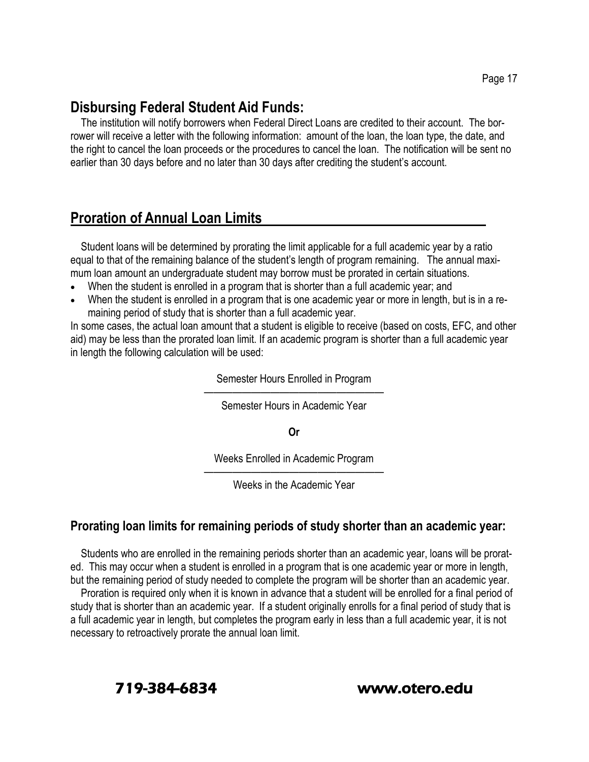## Disbursing Federal Student Aid Funds:

The institution will notify borrowers when Federal Direct Loans are credited to their account. The borrower will receive a letter with the following information: amount of the loan, the loan type, the date, and the right to cancel the loan proceeds or the procedures to cancel the loan. The notification will be sent no earlier than 30 days before and no later than 30 days after crediting the student's account.

## Proration of Annual Loan Limits

Student loans will be determined by prorating the limit applicable for a full academic year by a ratio equal to that of the remaining balance of the student's length of program remaining. The annual maximum loan amount an undergraduate student may borrow must be prorated in certain situations.

- When the student is enrolled in a program that is shorter than a full academic year; and
- When the student is enrolled in a program that is one academic year or more in length, but is in a remaining period of study that is shorter than a full academic year.

In some cases, the actual loan amount that a student is eligible to receive (based on costs, EFC, and other aid) may be less than the prorated loan limit. If an academic program is shorter than a full academic year in length the following calculation will be used:

$$\frac{\text{Semester Hours Enrolled in Program}}{\text{Semester Hours in Academic Year}}$$

**Or**

$$\frac{\text{Weeks Enrolled in Academic Program}}{\text{Weeks in the Academic Year}}$$

### Prorating loan limits for remaining periods of study shorter than an academic year:

Students who are enrolled in the remaining periods shorter than an academic year, loans will be prorated. This may occur when a student is enrolled in a program that is one academic year or more in length, but the remaining period of study needed to complete the program will be shorter than an academic year.

Proration is required only when it is known in advance that a student will be enrolled for a final period of study that is shorter than an academic year. If a student originally enrolls for a final period of study that is a full academic year in length, but completes the program early in less than a full academic year, it is not necessary to retroactively prorate the annual loan limit.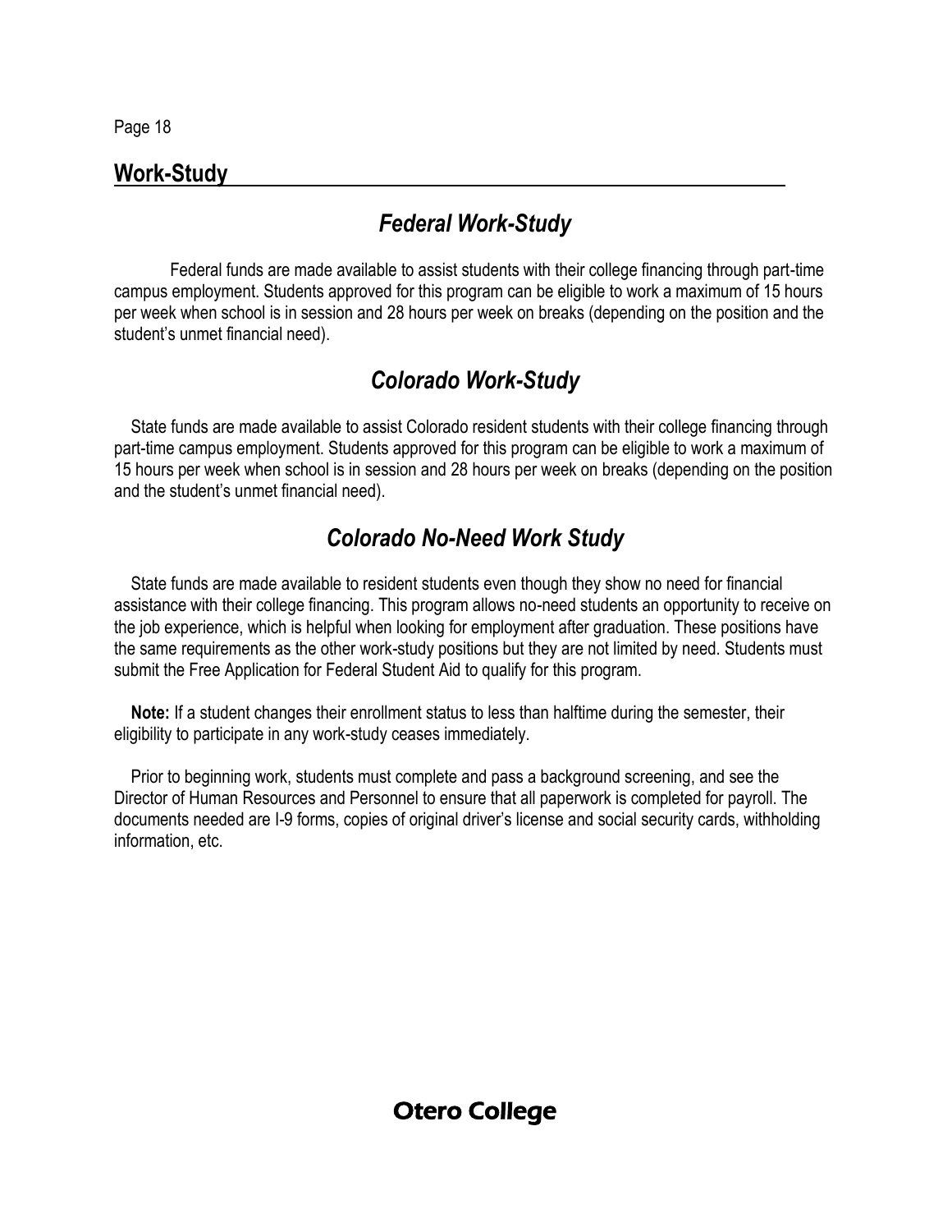## Work-Study

### *Federal Work-Study*

Federal funds are made available to assist students with their college financing through part-time campus employment. Students approved for this program can be eligible to work a maximum of 15 hours per week when school is in session and 28 hours per week on breaks (depending on the position and the student's unmet financial need).

### *Colorado Work-Study*

State funds are made available to assist Colorado resident students with their college financing through part-time campus employment. Students approved for this program can be eligible to work a maximum of 15 hours per week when school is in session and 28 hours per week on breaks (depending on the position and the student's unmet financial need).

### *Colorado No-Need Work Study*

State funds are made available to resident students even though they show no need for financial assistance with their college financing. This program allows no-need students an opportunity to receive on the job experience, which is helpful when looking for employment after graduation. These positions have the same requirements as the other work-study positions but they are not limited by need. Students must submit the Free Application for Federal Student Aid to qualify for this program.

**Note:** If a student changes their enrollment status to less than halftime during the semester, their eligibility to participate in any work-study ceases immediately.

Prior to beginning work, students must complete and pass a background screening, and see the Director of Human Resources and Personnel to ensure that all paperwork is completed for payroll. The documents needed are I-9 forms, copies of original driver's license and social security cards, withholding information, etc.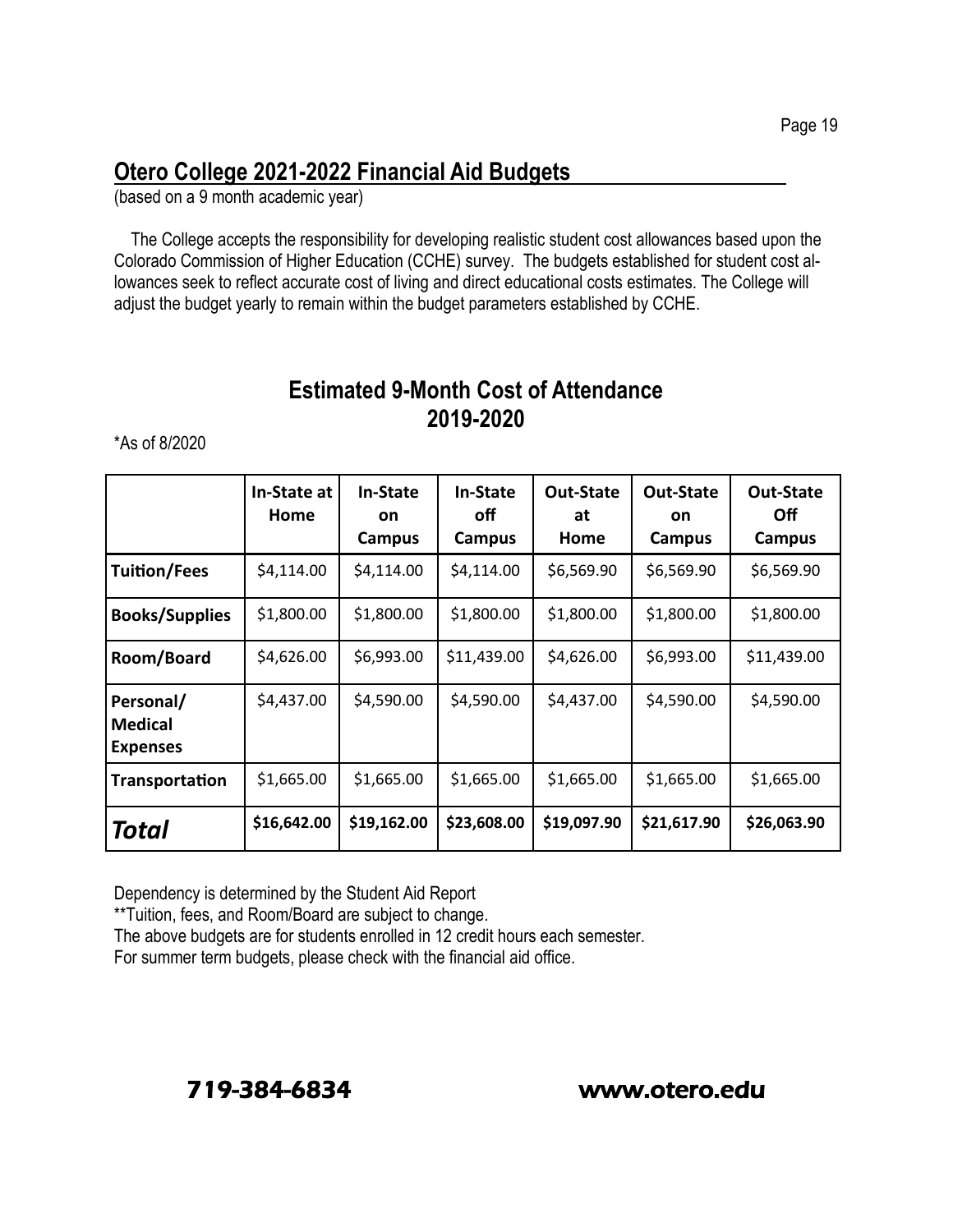## Otero College 2021-2022 Financial Aid Budgets

(based on a 9 month academic year)

The College accepts the responsibility for developing realistic student cost allowances based upon the Colorado Commission of Higher Education (CCHE) survey. The budgets established for student cost allowances seek to reflect accurate cost of living and direct educational costs estimates. The College will adjust the budget yearly to remain within the budget parameters established by CCHE.

### Estimated 9-Month Cost of Attendance 2019-2020

*As of 8/2020

| | In-State at Home | In-State on Campus | In-State off Campus | Out-State at Home | Out-State on Campus | Out-State Off Campus |
|---|---|---|---|---|---|---|
| **Tuition/Fees** | $4,114.00 | $4,114.00 | $4,114.00 | $6,569.90 | $6,569.90 | $6,569.90 |
| **Books/Supplies** | $1,800.00 | $1,800.00 | $1,800.00 | $1,800.00 | $1,800.00 | $1,800.00 |
| **Room/Board** | $4,626.00 | $6,993.00 | $11,439.00 | $4,626.00 | $6,993.00 | $11,439.00 |
| **Personal/ Medical Expenses** | $4,437.00 | $4,590.00 | $4,590.00 | $4,437.00 | $4,590.00 | $4,590.00 |
| **Transportation** | $1,665.00 | $1,665.00 | $1,665.00 | $1,665.00 | $1,665.00 | $1,665.00 |
| ***Total*** | **$16,642.00** | **$19,162.00** | **$23,608.00** | **$19,097.90** | **$21,617.90** | **$26,063.90** |

Dependency is determined by the Student Aid Report

**Tuition, fees, and Room/Board are subject to change.

The above budgets are for students enrolled in 12 credit hours each semester.

For summer term budgets, please check with the financial aid office.

**719-384-6834** **www.otero.edu**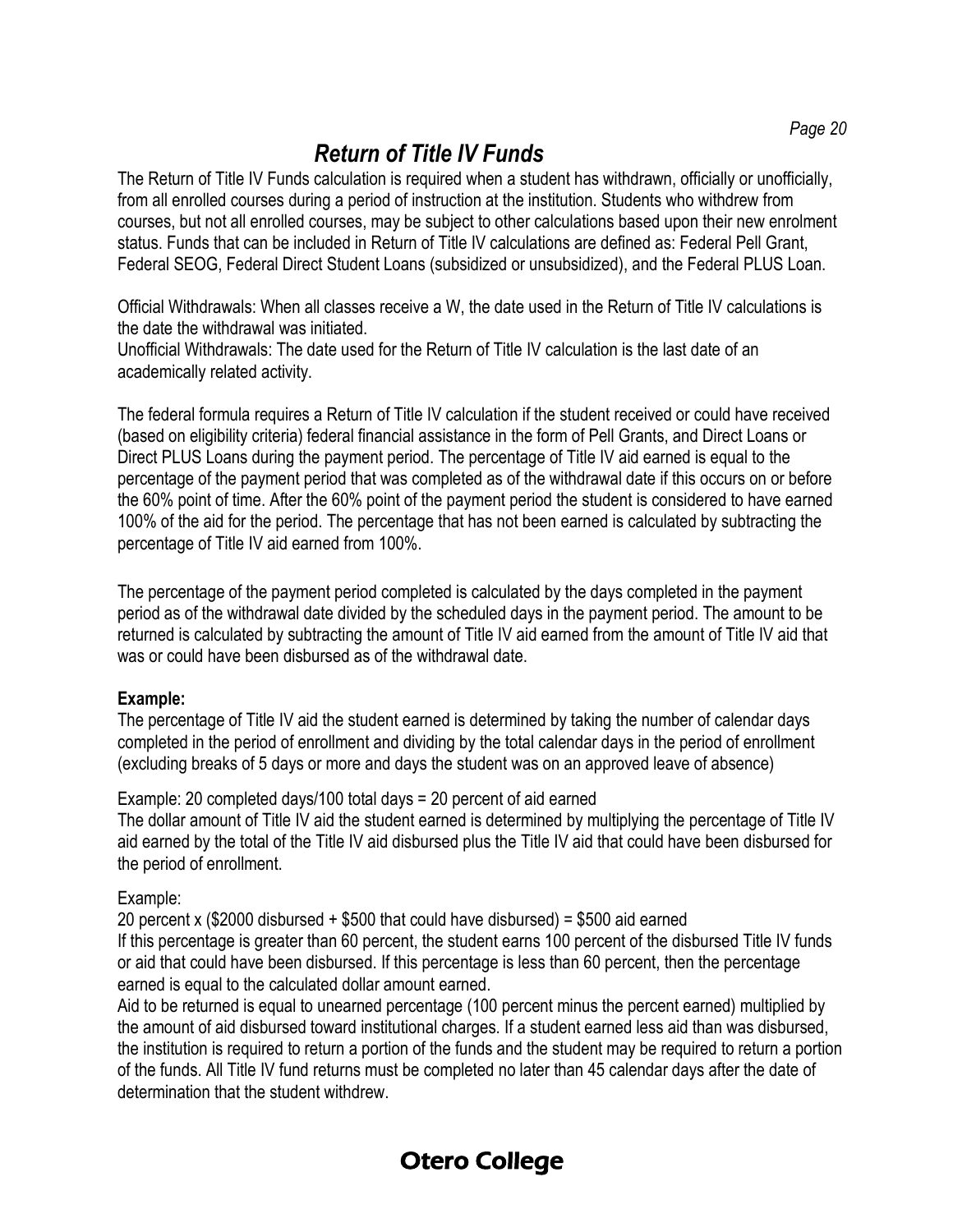# *Return of Title IV Funds*

The Return of Title IV Funds calculation is required when a student has withdrawn, officially or unofficially, from all enrolled courses during a period of instruction at the institution. Students who withdrew from courses, but not all enrolled courses, may be subject to other calculations based upon their new enrolment status. Funds that can be included in Return of Title IV calculations are defined as: Federal Pell Grant, Federal SEOG, Federal Direct Student Loans (subsidized or unsubsidized), and the Federal PLUS Loan.

Official Withdrawals: When all classes receive a W, the date used in the Return of Title IV calculations is the date the withdrawal was initiated.
Unofficial Withdrawals: The date used for the Return of Title IV calculation is the last date of an academically related activity.

The federal formula requires a Return of Title IV calculation if the student received or could have received (based on eligibility criteria) federal financial assistance in the form of Pell Grants, and Direct Loans or Direct PLUS Loans during the payment period. The percentage of Title IV aid earned is equal to the percentage of the payment period that was completed as of the withdrawal date if this occurs on or before the 60% point of time. After the 60% point of the payment period the student is considered to have earned 100% of the aid for the period. The percentage that has not been earned is calculated by subtracting the percentage of Title IV aid earned from 100%.

The percentage of the payment period completed is calculated by the days completed in the payment period as of the withdrawal date divided by the scheduled days in the payment period. The amount to be returned is calculated by subtracting the amount of Title IV aid earned from the amount of Title IV aid that was or could have been disbursed as of the withdrawal date.

**Example:**
The percentage of Title IV aid the student earned is determined by taking the number of calendar days completed in the period of enrollment and dividing by the total calendar days in the period of enrollment (excluding breaks of 5 days or more and days the student was on an approved leave of absence)

Example: 20 completed days/100 total days = 20 percent of aid earned
The dollar amount of Title IV aid the student earned is determined by multiplying the percentage of Title IV aid earned by the total of the Title IV aid disbursed plus the Title IV aid that could have been disbursed for the period of enrollment.

Example:
20 percent x ($2000 disbursed + $500 that could have disbursed) = $500 aid earned
If this percentage is greater than 60 percent, the student earns 100 percent of the disbursed Title IV funds or aid that could have been disbursed. If this percentage is less than 60 percent, then the percentage earned is equal to the calculated dollar amount earned.
Aid to be returned is equal to unearned percentage (100 percent minus the percent earned) multiplied by the amount of aid disbursed toward institutional charges. If a student earned less aid than was disbursed, the institution is required to return a portion of the funds and the student may be required to return a portion of the funds. All Title IV fund returns must be completed no later than 45 calendar days after the date of determination that the student withdrew.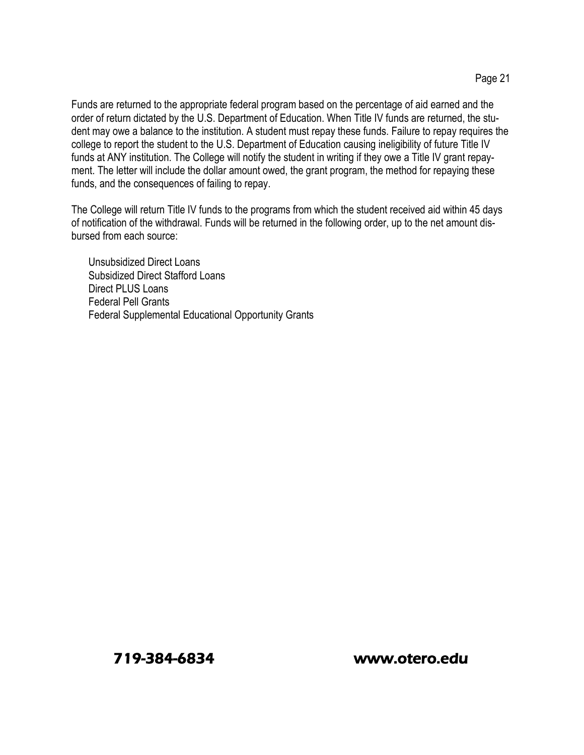Funds are returned to the appropriate federal program based on the percentage of aid earned and the order of return dictated by the U.S. Department of Education. When Title IV funds are returned, the student may owe a balance to the institution. A student must repay these funds. Failure to repay requires the college to report the student to the U.S. Department of Education causing ineligibility of future Title IV funds at ANY institution. The College will notify the student in writing if they owe a Title IV grant repayment. The letter will include the dollar amount owed, the grant program, the method for repaying these funds, and the consequences of failing to repay.

The College will return Title IV funds to the programs from which the student received aid within 45 days of notification of the withdrawal. Funds will be returned in the following order, up to the net amount disbursed from each source:

- Unsubsidized Direct Loans
- Subsidized Direct Stafford Loans
- Direct PLUS Loans
- Federal Pell Grants
- Federal Supplemental Educational Opportunity Grants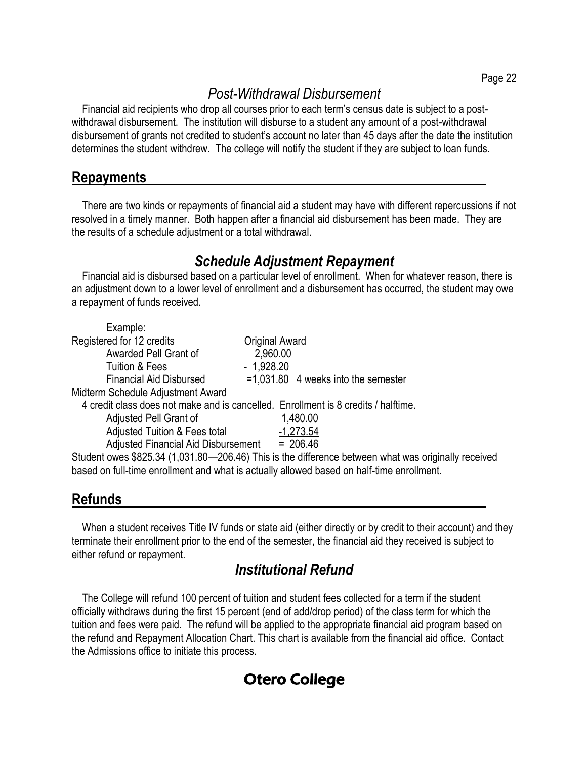## *Post-Withdrawal Disbursement*

Financial aid recipients who drop all courses prior to each term's census date is subject to a post-withdrawal disbursement. The institution will disburse to a student any amount of a post-withdrawal disbursement of grants not credited to student's account no later than 45 days after the date the institution determines the student withdrew. The college will notify the student if they are subject to loan funds.

# Repayments

There are two kinds or repayments of financial aid a student may have with different repercussions if not resolved in a timely manner. Both happen after a financial aid disbursement has been made. They are the results of a schedule adjustment or a total withdrawal.

## *Schedule Adjustment Repayment*

Financial aid is disbursed based on a particular level of enrollment. When for whatever reason, there is an adjustment down to a lower level of enrollment and a disbursement has occurred, the student may owe a repayment of funds received.

Example:

| | | |
|---|---|---|
| Registered for 12 credits | Original Award | |
| Awarded Pell Grant of | 2,960.00 | |
| Tuition & Fees | - 1,928.20 | |
| Financial Aid Disbursed | =1,031.80 | 4 weeks into the semester |

Midterm Schedule Adjustment Award

4 credit class does not make and is cancelled. Enrollment is 8 credits / halftime.

| | |
|---|---|
| Adjusted Pell Grant of | 1,480.00 |
| Adjusted Tuition & Fees total | -1,273.54 |
| Adjusted Financial Aid Disbursement | = 206.46 |

Student owes $825.34 (1,031.80—206.46) This is the difference between what was originally received based on full-time enrollment and what is actually allowed based on half-time enrollment.

# Refunds

When a student receives Title IV funds or state aid (either directly or by credit to their account) and they terminate their enrollment prior to the end of the semester, the financial aid they received is subject to either refund or repayment.

## *Institutional Refund*

The College will refund 100 percent of tuition and student fees collected for a term if the student officially withdraws during the first 15 percent (end of add/drop period) of the class term for which the tuition and fees were paid. The refund will be applied to the appropriate financial aid program based on the refund and Repayment Allocation Chart. This chart is available from the financial aid office. Contact the Admissions office to initiate this process.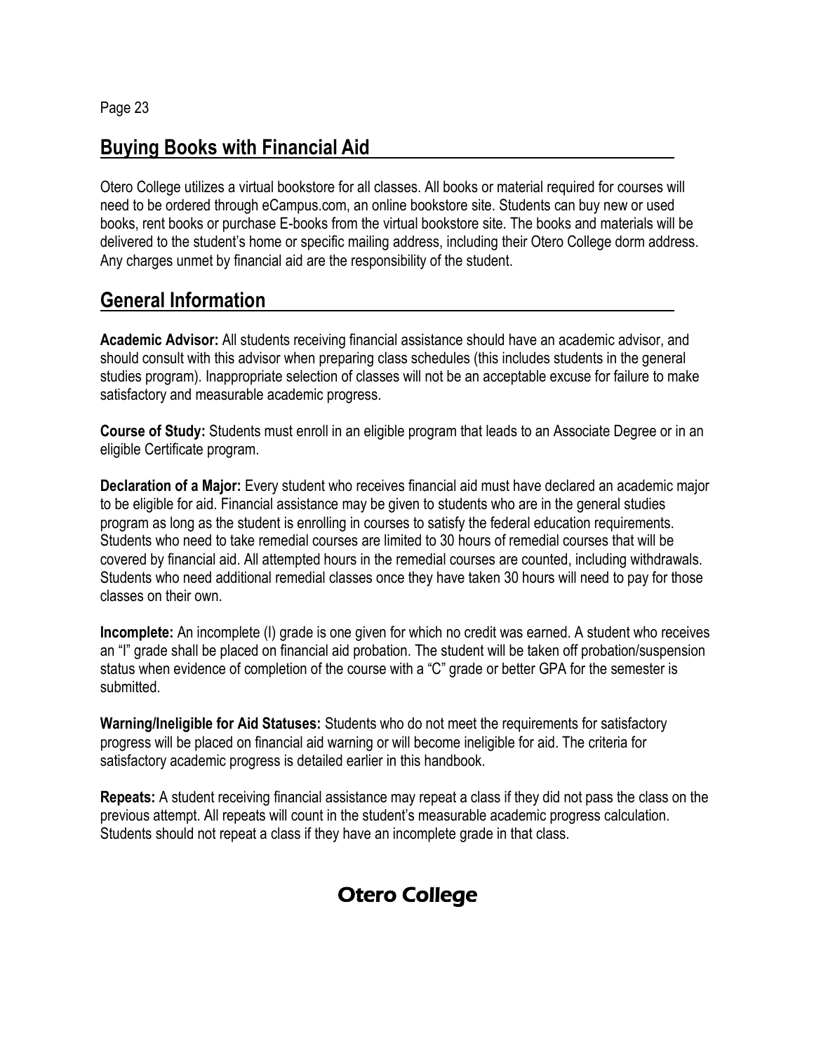## Buying Books with Financial Aid

Otero College utilizes a virtual bookstore for all classes. All books or material required for courses will need to be ordered through eCampus.com, an online bookstore site. Students can buy new or used books, rent books or purchase E-books from the virtual bookstore site. The books and materials will be delivered to the student's home or specific mailing address, including their Otero College dorm address. Any charges unmet by financial aid are the responsibility of the student.

## General Information

**Academic Advisor:** All students receiving financial assistance should have an academic advisor, and should consult with this advisor when preparing class schedules (this includes students in the general studies program). Inappropriate selection of classes will not be an acceptable excuse for failure to make satisfactory and measurable academic progress.

**Course of Study:** Students must enroll in an eligible program that leads to an Associate Degree or in an eligible Certificate program.

**Declaration of a Major:** Every student who receives financial aid must have declared an academic major to be eligible for aid. Financial assistance may be given to students who are in the general studies program as long as the student is enrolling in courses to satisfy the federal education requirements. Students who need to take remedial courses are limited to 30 hours of remedial courses that will be covered by financial aid. All attempted hours in the remedial courses are counted, including withdrawals. Students who need additional remedial classes once they have taken 30 hours will need to pay for those classes on their own.

**Incomplete:** An incomplete (I) grade is one given for which no credit was earned. A student who receives an "I" grade shall be placed on financial aid probation. The student will be taken off probation/suspension status when evidence of completion of the course with a "C" grade or better GPA for the semester is submitted.

**Warning/Ineligible for Aid Statuses:** Students who do not meet the requirements for satisfactory progress will be placed on financial aid warning or will become ineligible for aid. The criteria for satisfactory academic progress is detailed earlier in this handbook.

**Repeats:** A student receiving financial assistance may repeat a class if they did not pass the class on the previous attempt. All repeats will count in the student's measurable academic progress calculation. Students should not repeat a class if they have an incomplete grade in that class.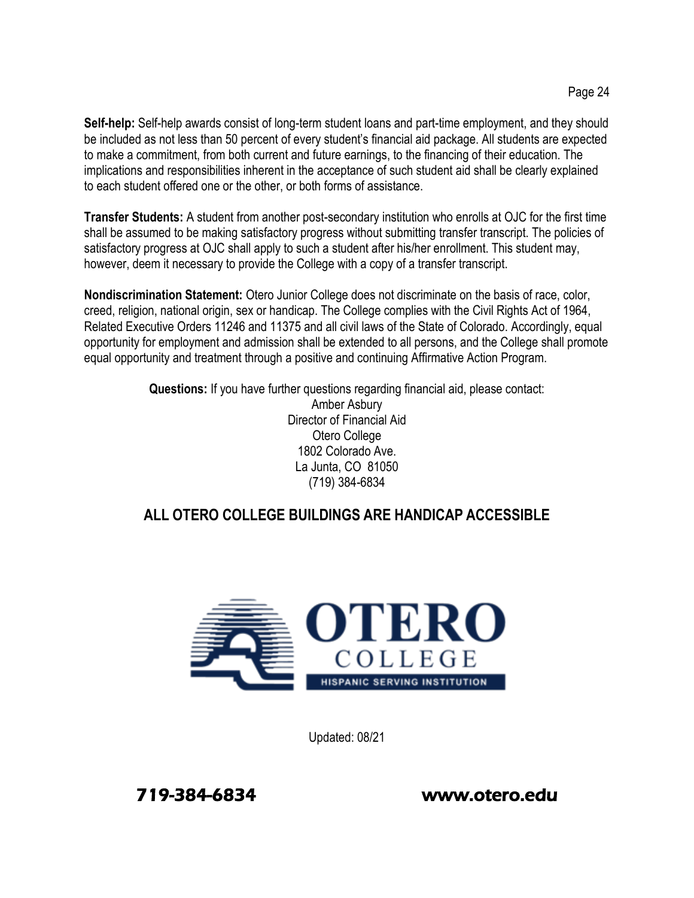**Self-help:** Self-help awards consist of long-term student loans and part-time employment, and they should be included as not less than 50 percent of every student's financial aid package. All students are expected to make a commitment, from both current and future earnings, to the financing of their education. The implications and responsibilities inherent in the acceptance of such student aid shall be clearly explained to each student offered one or the other, or both forms of assistance.

**Transfer Students:** A student from another post-secondary institution who enrolls at OJC for the first time shall be assumed to be making satisfactory progress without submitting transfer transcript. The policies of satisfactory progress at OJC shall apply to such a student after his/her enrollment. This student may, however, deem it necessary to provide the College with a copy of a transfer transcript.

**Nondiscrimination Statement:** Otero Junior College does not discriminate on the basis of race, color, creed, religion, national origin, sex or handicap. The College complies with the Civil Rights Act of 1964, Related Executive Orders 11246 and 11375 and all civil laws of the State of Colorado. Accordingly, equal opportunity for employment and admission shall be extended to all persons, and the College shall promote equal opportunity and treatment through a positive and continuing Affirmative Action Program.

**Questions:** If you have further questions regarding financial aid, please contact:
Amber Asbury
Director of Financial Aid
Otero College
1802 Colorado Ave.
La Junta, CO 81050
(719) 384-6834

## ALL OTERO COLLEGE BUILDINGS ARE HANDICAP ACCESSIBLE

OTERO COLLEGE
HISPANIC SERVING INSTITUTION

Updated: 08/21

719-384-6834 www.otero.edu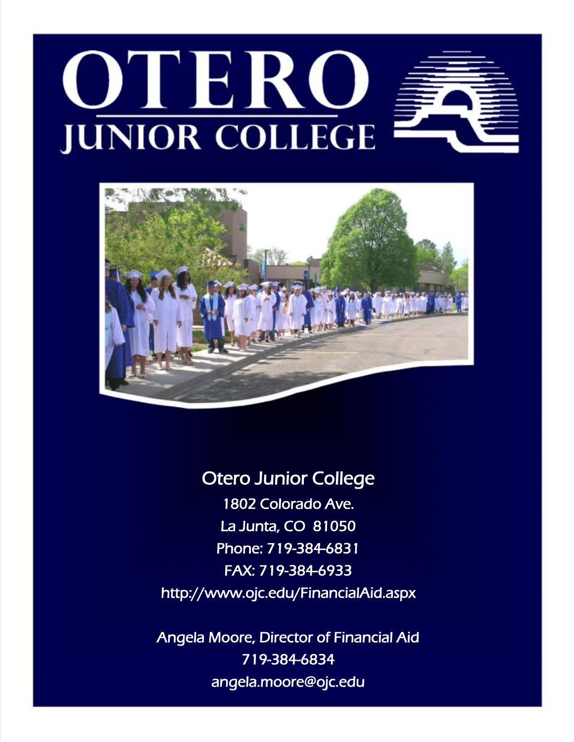# OTERO JUNIOR COLLEGE

Otero Junior College

1802 Colorado Ave.

La Junta, CO 81050

Phone: 719-384-6831

FAX: 719-384-6933

http://www.ojc.edu/FinancialAid.aspx

Angela Moore, Director of Financial Aid

719-384-6834

angela.moore@ojc.edu